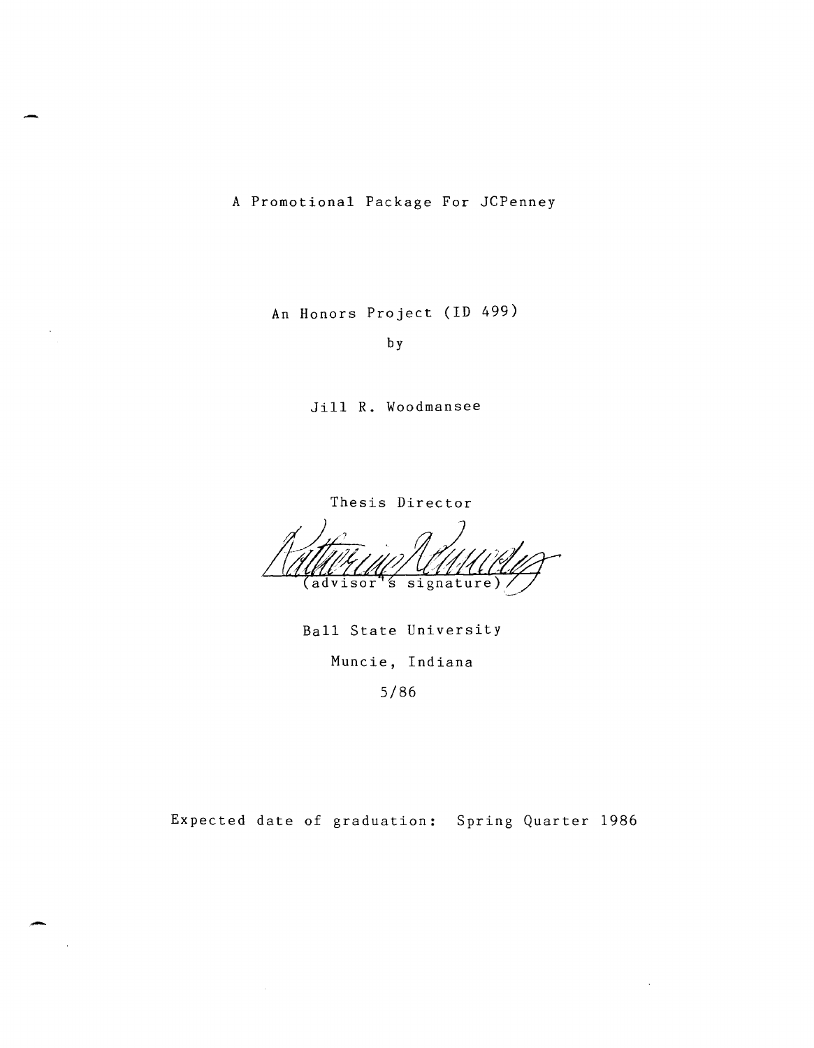# A Promotional Package For JCPenney

An Honors Project (ID 499)

by

Jill R. Woodmansee

Thesis Director

(advisor's signature)

Ball State University

Muncie, Indiana

5/86

Expected date of graduation: Spring Quarter 1986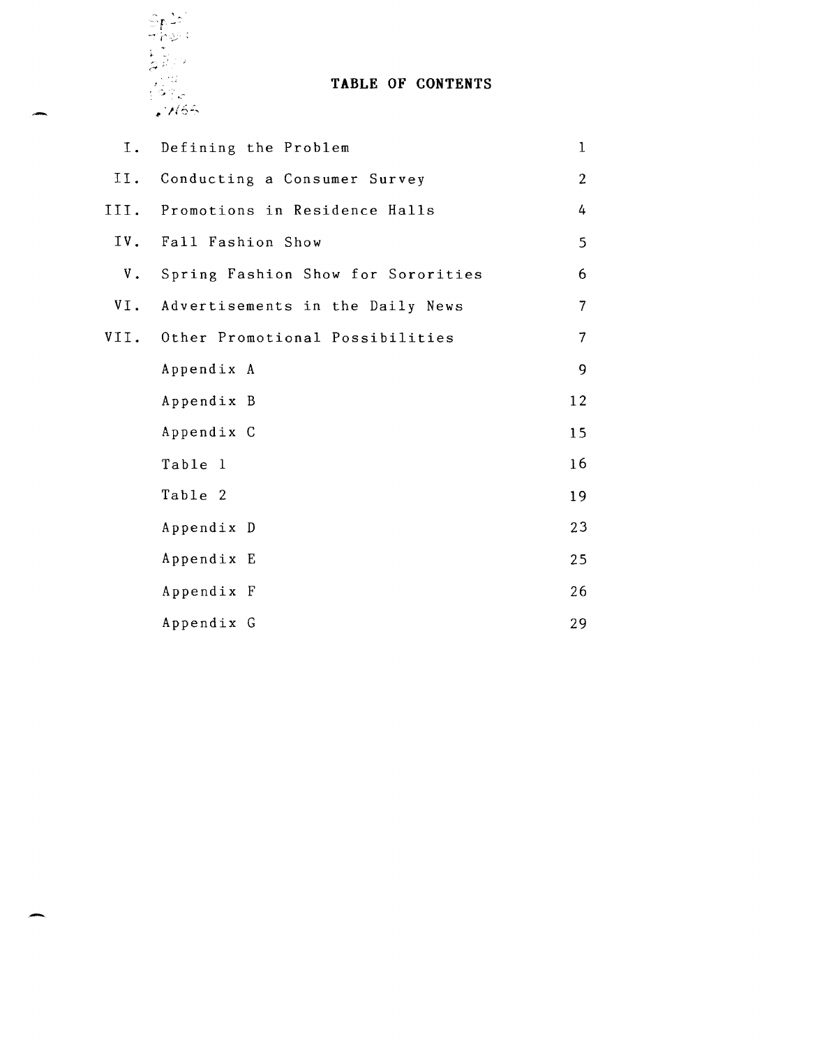# TABLE OF CONTENTS

| | | |
|---|---|---|
| I. | Defining the Problem | 1 |
| II. | Conducting a Consumer Survey | 2 |
| III. | Promotions in Residence Halls | 4 |
| IV. | Fall Fashion Show | 5 |
| V. | Spring Fashion Show for Sororities | 6 |
| VI. | Advertisements in the Daily News | 7 |
| VII. | Other Promotional Possibilities | 7 |
| | Appendix A | 9 |
| | Appendix B | 12 |
| | Appendix C | 15 |
| | Table 1 | 16 |
| | Table 2 | 19 |
| | Appendix D | 23 |
| | Appendix E | 25 |
| | Appendix F | 26 |
| | Appendix G | 29 |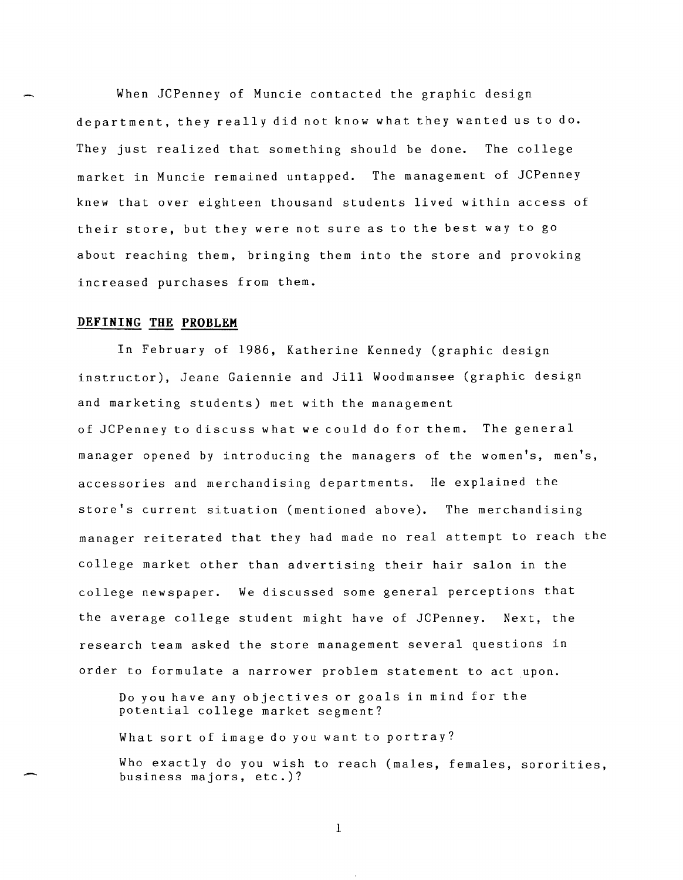When JCPenney of Muncie contacted the graphic design department, they really did not know what they wanted us to do. They just realized that something should be done. The college market in Muncie remained untapped. The management of JCPenney knew that over eighteen thousand students lived within access of their store, but they were not sure as to the best way to go about reaching them, bringing them into the store and provoking increased purchases from them.

## DEFINING THE PROBLEM

In February of 1986, Katherine Kennedy (graphic design instructor), Jeane Gaiennie and Jill Woodmansee (graphic design and marketing students) met with the management of JCPenney to discuss what we could do for them. The general manager opened by introducing the managers of the women's, men's, accessories and merchandising departments. He explained the store's current situation (mentioned above). The merchandising manager reiterated that they had made no real attempt to reach the college market other than advertising their hair salon in the college newspaper. We discussed some general perceptions that the average college student might have of JCPenney. Next, the research team asked the store management several questions in order to formulate a narrower problem statement to act upon.

> Do you have any objectives or goals in mind for the potential college market segment?
>
> What sort of image do you want to portray?
>
> Who exactly do you wish to reach (males, females, sororities, business majors, etc.)?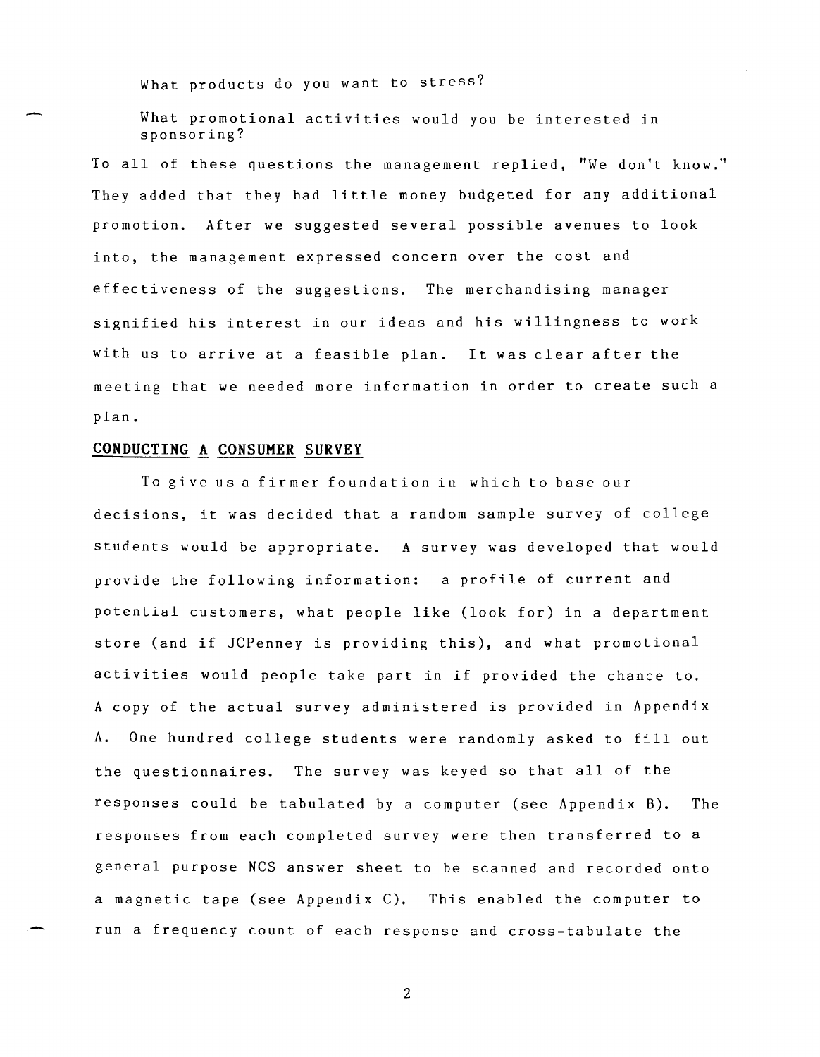What products do you want to stress?

What promotional activities would you be interested in sponsoring?

To all of these questions the management replied, "We don't know." They added that they had little money budgeted for any additional promotion. After we suggested several possible avenues to look into, the management expressed concern over the cost and effectiveness of the suggestions. The merchandising manager signified his interest in our ideas and his willingness to work with us to arrive at a feasible plan. It was clear after the meeting that we needed more information in order to create such a plan.

## CONDUCTING A CONSUMER SURVEY

To give us a firmer foundation in which to base our decisions, it was decided that a random sample survey of college students would be appropriate. A survey was developed that would provide the following information: a profile of current and potential customers, what people like (look for) in a department store (and if JCPenney is providing this), and what promotional activities would people take part in if provided the chance to. A copy of the actual survey administered is provided in Appendix A. One hundred college students were randomly asked to fill out the questionnaires. The survey was keyed so that all of the responses could be tabulated by a computer (see Appendix B). The responses from each completed survey were then transferred to a general purpose NCS answer sheet to be scanned and recorded onto a magnetic tape (see Appendix C). This enabled the computer to run a frequency count of each response and cross-tabulate the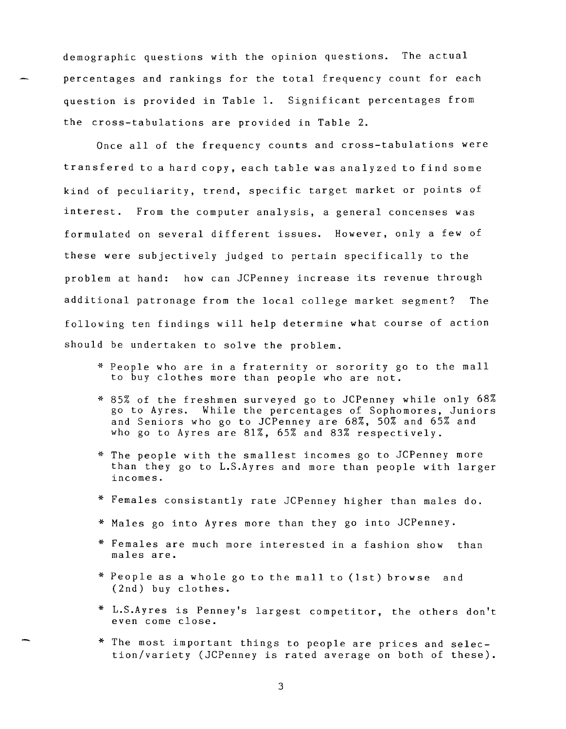demographic questions with the opinion questions. The actual percentages and rankings for the total frequency count for each question is provided in Table 1. Significant percentages from the cross-tabulations are provided in Table 2.

Once all of the frequency counts and cross-tabulations were transfered to a hard copy, each table was analyzed to find some kind of peculiarity, trend, specific target market or points of interest. From the computer analysis, a general concenses was formulated on several different issues. However, only a few of these were subjectively judged to pertain specifically to the problem at hand: how can JCPenney increase its revenue through additional patronage from the local college market segment? The following ten findings will help determine what course of action should be undertaken to solve the problem.

* People who are in a fraternity or sorority go to the mall to buy clothes more than people who are not.
* 85% of the freshmen surveyed go to JCPenney while only 68% go to Ayres. While the percentages of Sophomores, Juniors and Seniors who go to JCPenney are 68%, 50% and 65% and who go to Ayres are 81%, 65% and 83% respectively.
* The people with the smallest incomes go to JCPenney more than they go to L.S.Ayres and more than people with larger incomes.
* Females consistantly rate JCPenney higher than males do.
* Males go into Ayres more than they go into JCPenney.
* Females are much more interested in a fashion show than males are.
* People as a whole go to the mall to (1st) browse and (2nd) buy clothes.
* L.S.Ayres is Penney's largest competitor, the others don't even come close.
* The most important things to people are prices and selection/variety (JCPenney is rated average on both of these).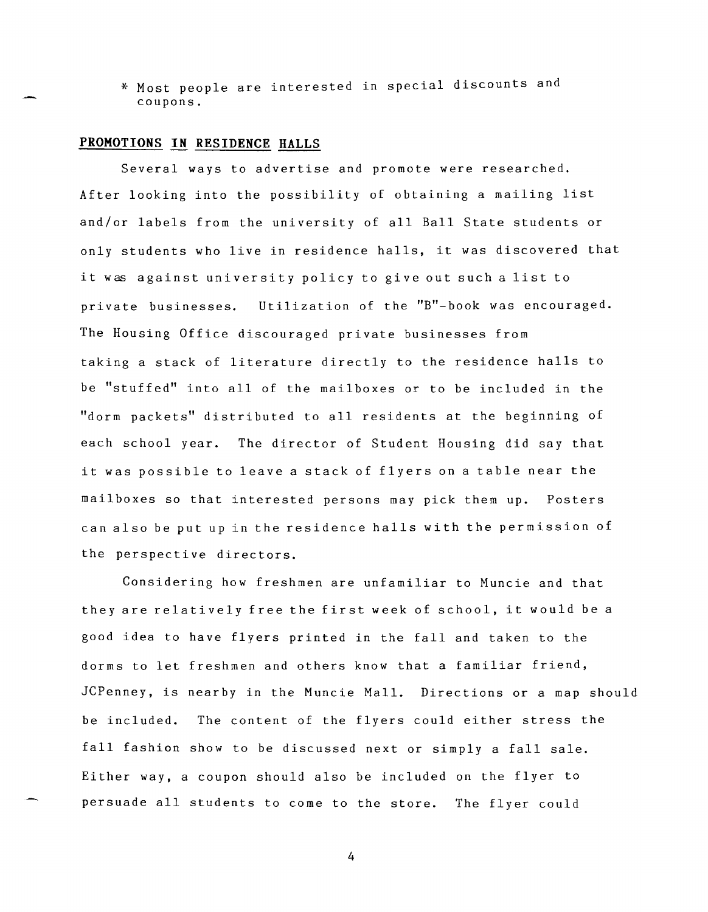* Most people are interested in special discounts and coupons.

## PROMOTIONS IN RESIDENCE HALLS

Several ways to advertise and promote were researched. After looking into the possibility of obtaining a mailing list and/or labels from the university of all Ball State students or only students who live in residence halls, it was discovered that it was against university policy to give out such a list to private businesses. Utilization of the "B"-book was encouraged. The Housing Office discouraged private businesses from taking a stack of literature directly to the residence halls to be "stuffed" into all of the mailboxes or to be included in the "dorm packets" distributed to all residents at the beginning of each school year. The director of Student Housing did say that it was possible to leave a stack of flyers on a table near the mailboxes so that interested persons may pick them up. Posters can also be put up in the residence halls with the permission of the perspective directors.

Considering how freshmen are unfamiliar to Muncie and that they are relatively free the first week of school, it would be a good idea to have flyers printed in the fall and taken to the dorms to let freshmen and others know that a familiar friend, JCPenney, is nearby in the Muncie Mall. Directions or a map should be included. The content of the flyers could either stress the fall fashion show to be discussed next or simply a fall sale. Either way, a coupon should also be included on the flyer to persuade all students to come to the store. The flyer could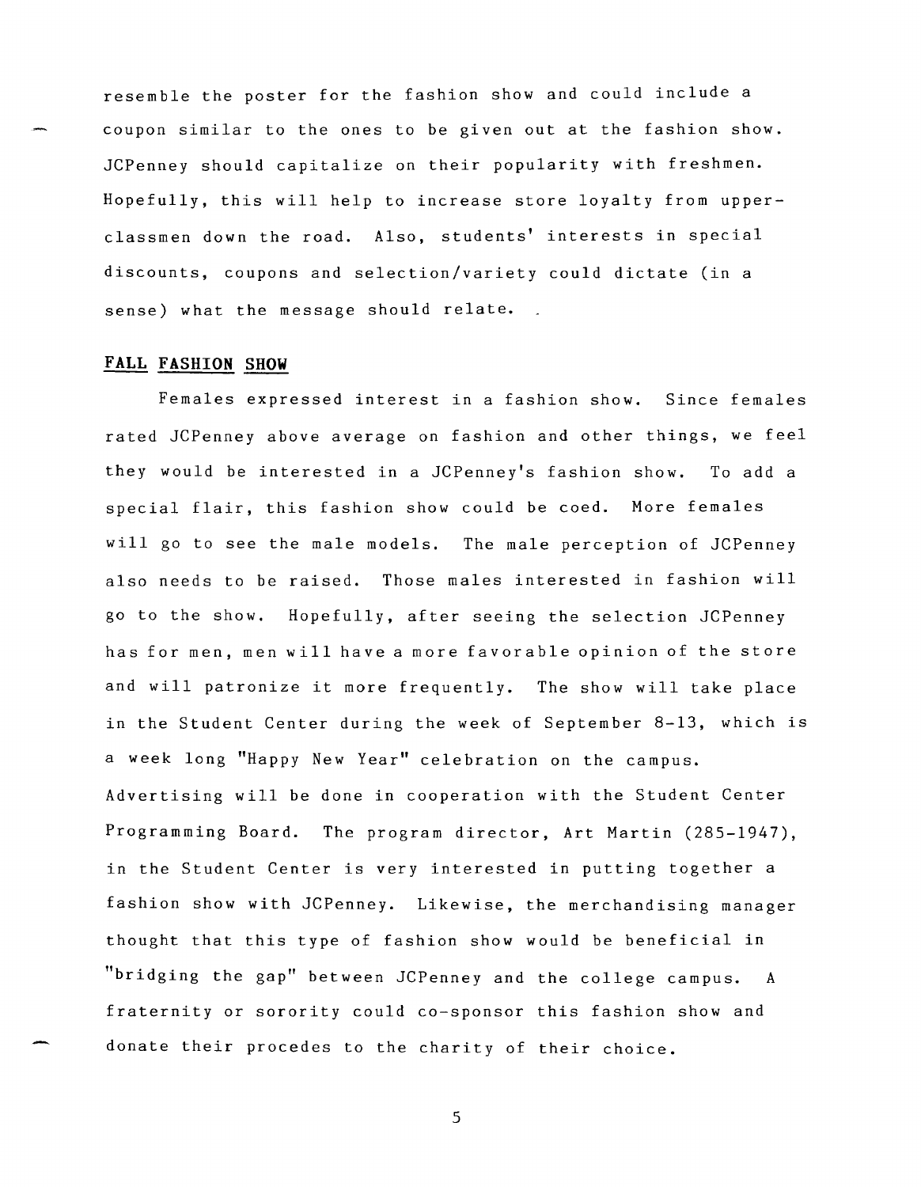resemble the poster for the fashion show and could include a coupon similar to the ones to be given out at the fashion show. JCPenney should capitalize on their popularity with freshmen. Hopefully, this will help to increase store loyalty from upperclassmen down the road. Also, students' interests in special discounts, coupons and selection/variety could dictate (in a sense) what the message should relate.

## FALL FASHION SHOW

Females expressed interest in a fashion show. Since females rated JCPenney above average on fashion and other things, we feel they would be interested in a JCPenney's fashion show. To add a special flair, this fashion show could be coed. More females will go to see the male models. The male perception of JCPenney also needs to be raised. Those males interested in fashion will go to the show. Hopefully, after seeing the selection JCPenney has for men, men will have a more favorable opinion of the store and will patronize it more frequently. The show will take place in the Student Center during the week of September 8-13, which is a week long "Happy New Year" celebration on the campus. Advertising will be done in cooperation with the Student Center Programming Board. The program director, Art Martin (285-1947), in the Student Center is very interested in putting together a fashion show with JCPenney. Likewise, the merchandising manager thought that this type of fashion show would be beneficial in "bridging the gap" between JCPenney and the college campus. A fraternity or sorority could co-sponsor this fashion show and donate their procedes to the charity of their choice.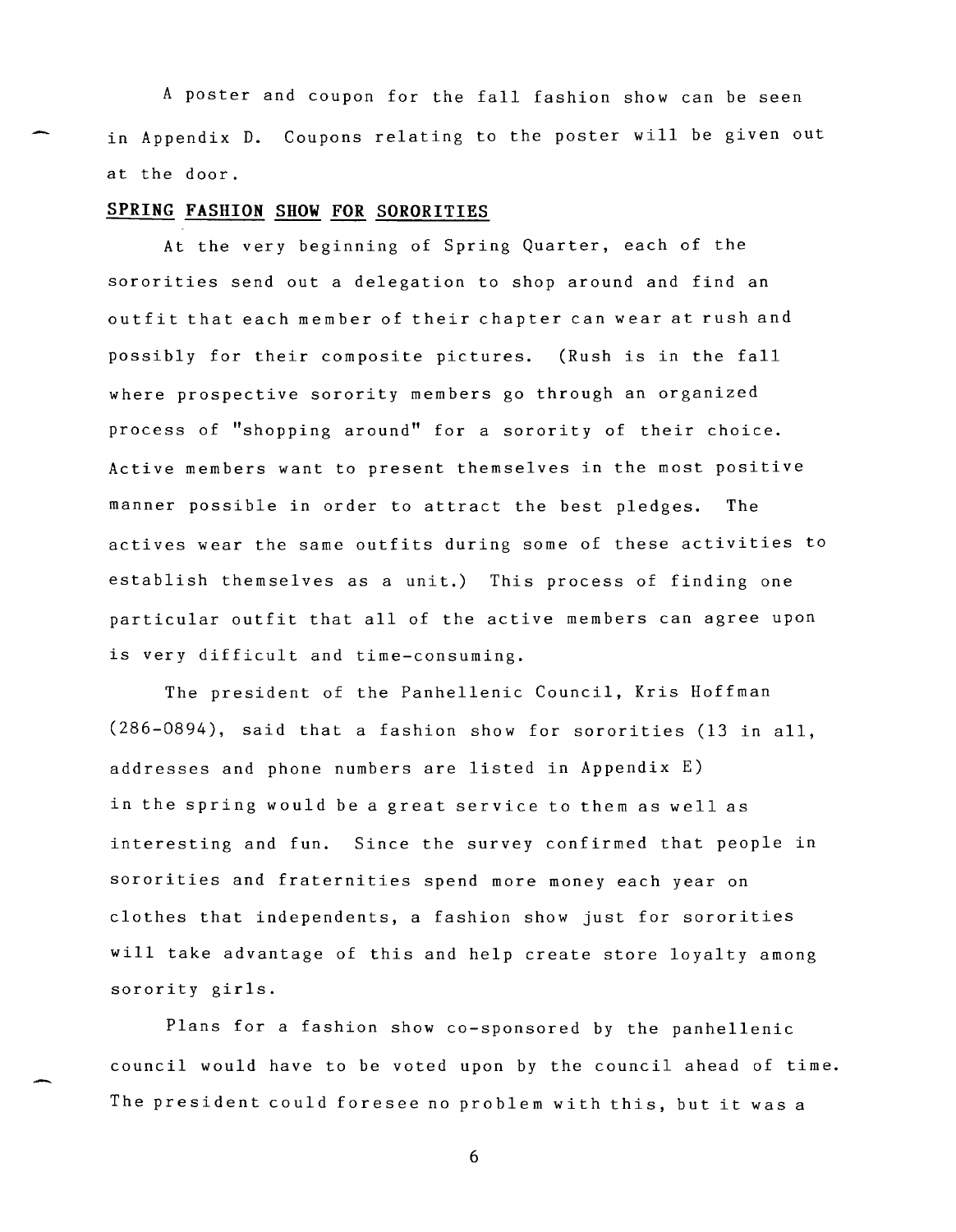A poster and coupon for the fall fashion show can be seen in Appendix D. Coupons relating to the poster will be given out at the door.

## SPRING FASHION SHOW FOR SORORITIES

At the very beginning of Spring Quarter, each of the sororities send out a delegation to shop around and find an outfit that each member of their chapter can wear at rush and possibly for their composite pictures. (Rush is in the fall where prospective sorority members go through an organized process of "shopping around" for a sorority of their choice. Active members want to present themselves in the most positive manner possible in order to attract the best pledges. The actives wear the same outfits during some of these activities to establish themselves as a unit.) This process of finding one particular outfit that all of the active members can agree upon is very difficult and time-consuming.

The president of the Panhellenic Council, Kris Hoffman (286-0894), said that a fashion show for sororities (13 in all, addresses and phone numbers are listed in Appendix E) in the spring would be a great service to them as well as interesting and fun. Since the survey confirmed that people in sororities and fraternities spend more money each year on clothes that independents, a fashion show just for sororities will take advantage of this and help create store loyalty among sorority girls.

Plans for a fashion show co-sponsored by the panhellenic council would have to be voted upon by the council ahead of time. The president could foresee no problem with this, but it was a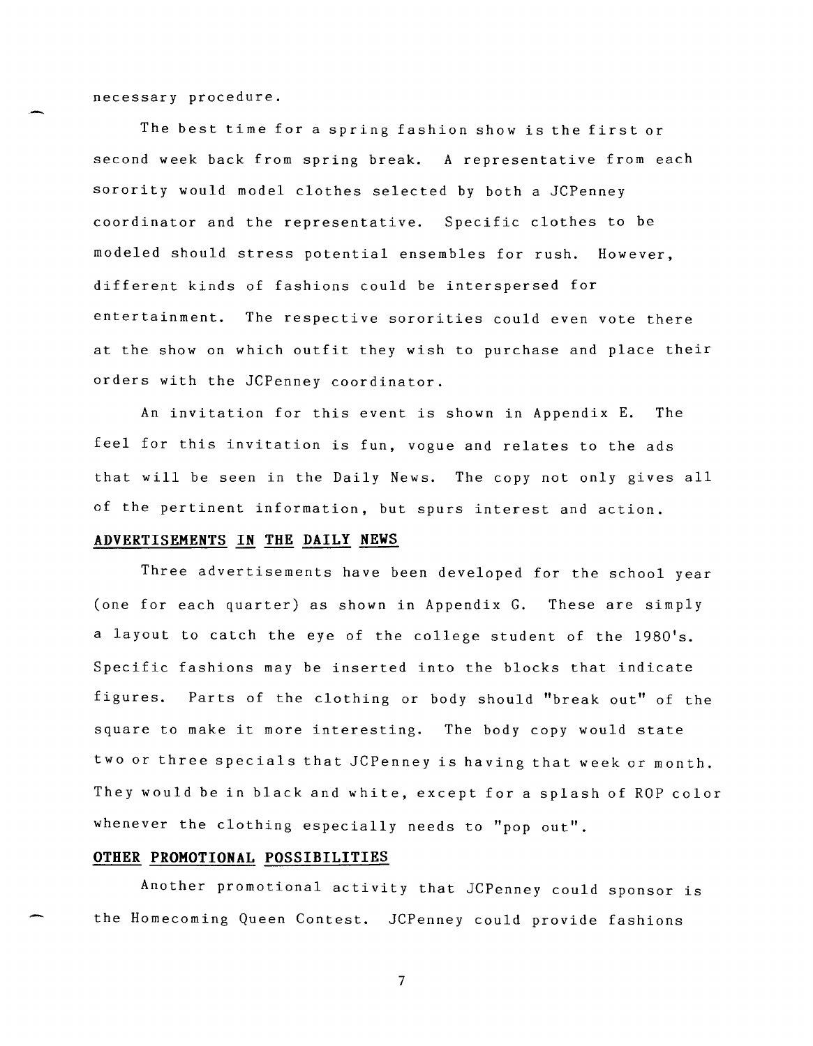necessary procedure.

The best time for a spring fashion show is the first or second week back from spring break. A representative from each sorority would model clothes selected by both a JCPenney coordinator and the representative. Specific clothes to be modeled should stress potential ensembles for rush. However, different kinds of fashions could be interspersed for entertainment. The respective sororities could even vote there at the show on which outfit they wish to purchase and place their orders with the JCPenney coordinator.

An invitation for this event is shown in Appendix E. The feel for this invitation is fun, vogue and relates to the ads that will be seen in the Daily News. The copy not only gives all of the pertinent information, but spurs interest and action.

**ADVERTISEMENTS IN THE DAILY NEWS**

Three advertisements have been developed for the school year (one for each quarter) as shown in Appendix G. These are simply a layout to catch the eye of the college student of the 1980's. Specific fashions may be inserted into the blocks that indicate figures. Parts of the clothing or body should "break out" of the square to make it more interesting. The body copy would state two or three specials that JCPenney is having that week or month. They would be in black and white, except for a splash of ROP color whenever the clothing especially needs to "pop out".

**OTHER PROMOTIONAL POSSIBILITIES**

Another promotional activity that JCPenney could sponsor is the Homecoming Queen Contest. JCPenney could provide fashions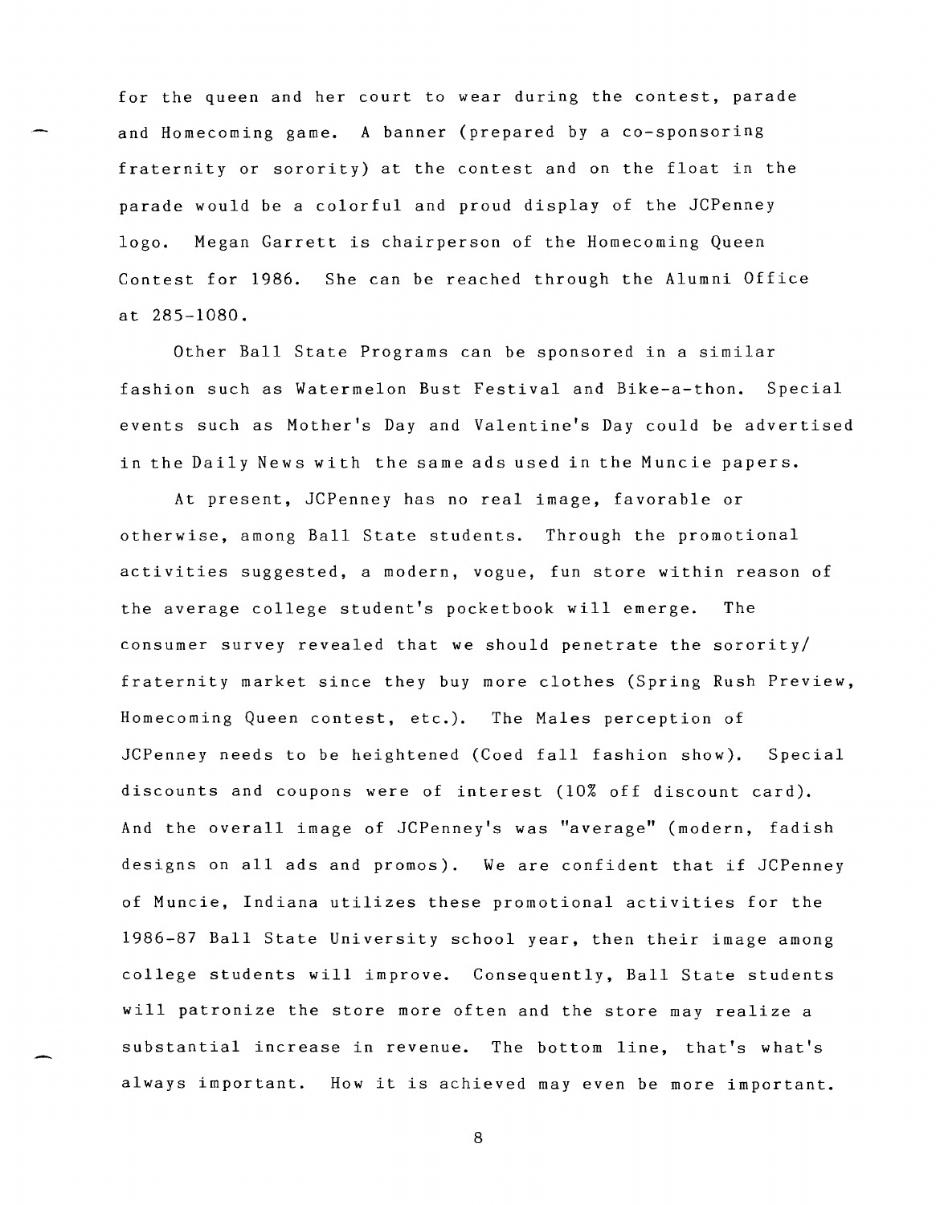for the queen and her court to wear during the contest, parade and Homecoming game. A banner (prepared by a co-sponsoring fraternity or sorority) at the contest and on the float in the parade would be a colorful and proud display of the JCPenney logo. Megan Garrett is chairperson of the Homecoming Queen Contest for 1986. She can be reached through the Alumni Office at 285-1080.

Other Ball State Programs can be sponsored in a similar fashion such as Watermelon Bust Festival and Bike-a-thon. Special events such as Mother's Day and Valentine's Day could be advertised in the Daily News with the same ads used in the Muncie papers.

At present, JCPenney has no real image, favorable or otherwise, among Ball State students. Through the promotional activities suggested, a modern, vogue, fun store within reason of the average college student's pocketbook will emerge. The consumer survey revealed that we should penetrate the sorority/ fraternity market since they buy more clothes (Spring Rush Preview, Homecoming Queen contest, etc.). The Males perception of JCPenney needs to be heightened (Coed fall fashion show). Special discounts and coupons were of interest (10% off discount card). And the overall image of JCPenney's was "average" (modern, fadish designs on all ads and promos). We are confident that if JCPenney of Muncie, Indiana utilizes these promotional activities for the 1986-87 Ball State University school year, then their image among college students will improve. Consequently, Ball State students will patronize the store more often and the store may realize a substantial increase in revenue. The bottom line, that's what's always important. How it is achieved may even be more important.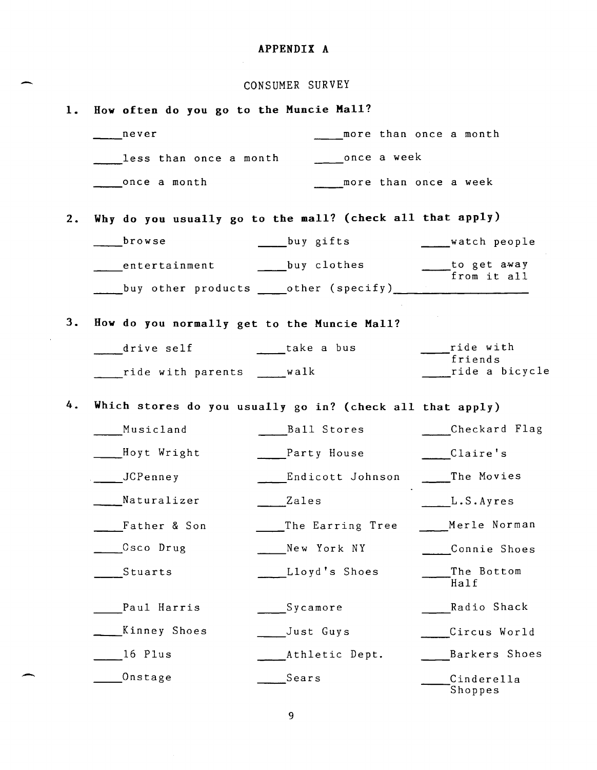# APPENDIX A

## CONSUMER SURVEY

**1. How often do you go to the Muncie Mall?**

- ____never
- ____less than once a month
- ____once a month
- ____more than once a month
- ____once a week
- ____more than once a week

**2. Why do you usually go to the mall? (check all that apply)**

- ____browse
- ____buy gifts
- ____watch people
- ____entertainment
- ____buy clothes
- ____to get away from it all
- ____buy other products
- ____other (specify)__________________

**3. How do you normally get to the Muncie Mall?**

- ____drive self
- ____take a bus
- ____ride with friends
- ____ride with parents
- ____walk
- ____ride a bicycle

**4. Which stores do you usually go in? (check all that apply)**

- ____Musicland
- ____Ball Stores
- ____Checkard Flag
- ____Hoyt Wright
- ____Party House
- ____Claire's
- ____JCPenney
- ____Endicott Johnson
- ____The Movies
- ____Naturalizer
- ____Zales
- ____L.S.Ayres
- ____Father & Son
- ____The Earring Tree
- ____Merle Norman
- ____Osco Drug
- ____New York NY
- ____Connie Shoes
- ____Stuarts
- ____Lloyd's Shoes
- ____The Bottom Half
- ____Paul Harris
- ____Sycamore
- ____Radio Shack
- ____Kinney Shoes
- ____Just Guys
- ____Circus World
- ____16 Plus
- ____Athletic Dept.
- ____Barkers Shoes
- ____Onstage
- ____Sears
- ____Cinderella Shoppes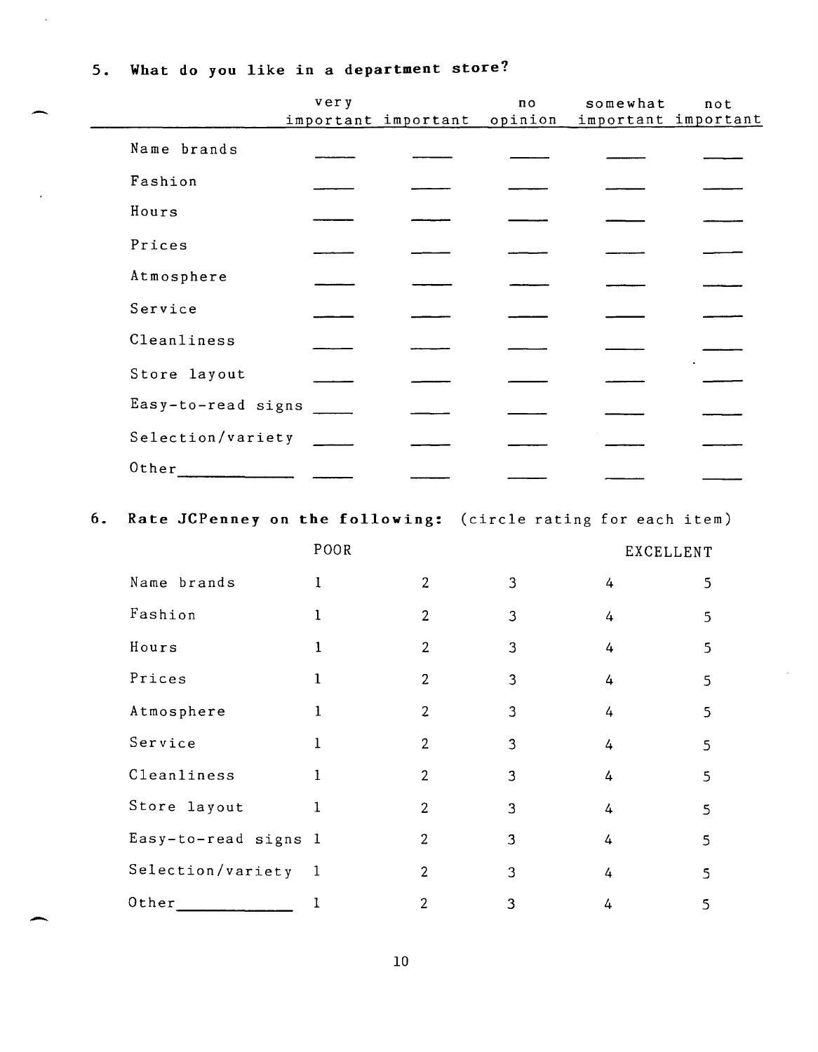5. **What do you like in a department store?**

| | very important | important | no opinion | somewhat important | not important |
|---|---|---|---|---|---|
| Name brands | _____ | _____ | _____ | _____ | _____ |
| Fashion | _____ | _____ | _____ | _____ | _____ |
| Hours | _____ | _____ | _____ | _____ | _____ |
| Prices | _____ | _____ | _____ | _____ | _____ |
| Atmosphere | _____ | _____ | _____ | _____ | _____ |
| Service | _____ | _____ | _____ | _____ | _____ |
| Cleanliness | _____ | _____ | _____ | _____ | _____ |
| Store layout | _____ | _____ | _____ | _____ | _____ |
| Easy-to-read signs | _____ | _____ | _____ | _____ | _____ |
| Selection/variety | _____ | _____ | _____ | _____ | _____ |
| Other__________ | _____ | _____ | _____ | _____ | _____ |

6. **Rate JCPenney on the following:** (circle rating for each item)

| | POOR | | | | EXCELLENT |
|---|---|---|---|---|---|
| Name brands | 1 | 2 | 3 | 4 | 5 |
| Fashion | 1 | 2 | 3 | 4 | 5 |
| Hours | 1 | 2 | 3 | 4 | 5 |
| Prices | 1 | 2 | 3 | 4 | 5 |
| Atmosphere | 1 | 2 | 3 | 4 | 5 |
| Service | 1 | 2 | 3 | 4 | 5 |
| Cleanliness | 1 | 2 | 3 | 4 | 5 |
| Store layout | 1 | 2 | 3 | 4 | 5 |
| Easy-to-read signs | 1 | 2 | 3 | 4 | 5 |
| Selection/variety | 1 | 2 | 3 | 4 | 5 |
| Other__________ | 1 | 2 | 3 | 4 | 5 |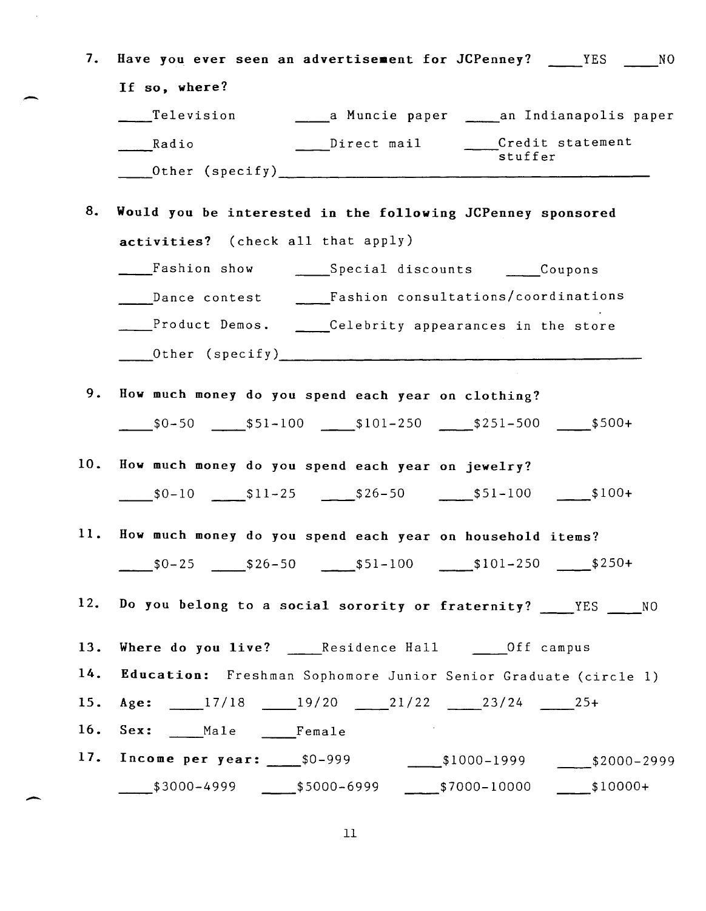7. **Have you ever seen an advertisement for JCPenney?** ____YES ____NO

   **If so, where?**

   ____Television ____a Muncie paper ____an Indianapolis paper

   ____Radio ____Direct mail ____Credit statement stuffer

   ____Other (specify)________________________________________

8. **Would you be interested in the following JCPenney sponsored activities?** (check all that apply)

   ____Fashion show ____Special discounts ____Coupons

   ____Dance contest ____Fashion consultations/coordinations

   ____Product Demos. ____Celebrity appearances in the store

   ____Other (specify)________________________________________

9. **How much money do you spend each year on clothing?**

   ____$0-50 ____$51-100 ____$101-250 ____$251-500 ____$500+

10. **How much money do you spend each year on jewelry?**

    ____$0-10 ____$11-25 ____$26-50 ____$51-100 ____$100+

11. **How much money do you spend each year on household items?**

    ____$0-25 ____$26-50 ____$51-100 ____$101-250 ____$250+

12. **Do you belong to a social sorority or fraternity?** ____YES ____NO

13. **Where do you live?** ____Residence Hall ____Off campus

14. **Education:** Freshman Sophomore Junior Senior Graduate (circle 1)

15. **Age:** ____17/18 ____19/20 ____21/22 ____23/24 ____25+

16. **Sex:** ____Male ____Female

17. **Income per year:** ____$0-999 ____$1000-1999 ____$2000-2999

    ____$3000-4999 ____$5000-6999 ____$7000-10000 ____$10000+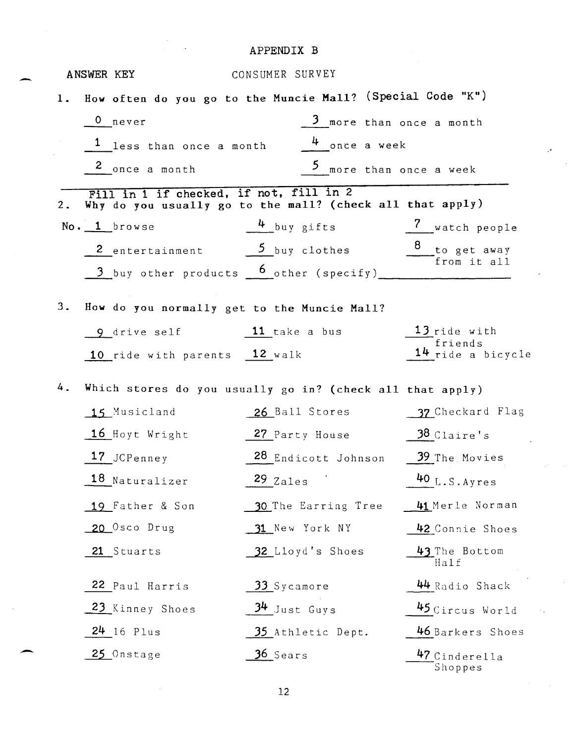# APPENDIX B

ANSWER KEY CONSUMER SURVEY

1. How often do you go to the Muncie Mall? (Special Code "K")

   0 never
   1 less than once a month
   2 once a month
   3 more than once a month
   4 once a week
   5 more than once a week

---

Fill in 1 if checked, if not, fill in 2

2. Why do you usually go to the mall? (check all that apply)

   No. 1 browse
   2 entertainment
   3 buy other products
   4 buy gifts
   5 buy clothes
   6 other (specify)________________
   7 watch people
   8 to get away from it all

3. How do you normally get to the Muncie Mall?

   9 drive self
   10 ride with parents
   11 take a bus
   12 walk
   13 ride with friends
   14 ride a bicycle

4. Which stores do you usually go in? (check all that apply)

   15 Musicland
   16 Hoyt Wright
   17 JCPenney
   18 Naturalizer
   19 Father & Son
   20 Osco Drug
   21 Stuarts
   22 Paul Harris
   23 Kinney Shoes
   24 16 Plus
   25 Onstage
   26 Ball Stores
   27 Party House
   28 Endicott Johnson
   29 Zales
   30 The Earring Tree
   31 New York NY
   32 Lloyd's Shoes
   33 Sycamore
   34 Just Guys
   35 Athletic Dept.
   36 Sears
   37 Checkard Flag
   38 Claire's
   39 The Movies
   40 L.S.Ayres
   41 Merle Norman
   42 Connie Shoes
   43 The Bottom Half
   44 Radio Shack
   45 Circus World
   46 Barkers Shoes
   47 Cinderella Shoppes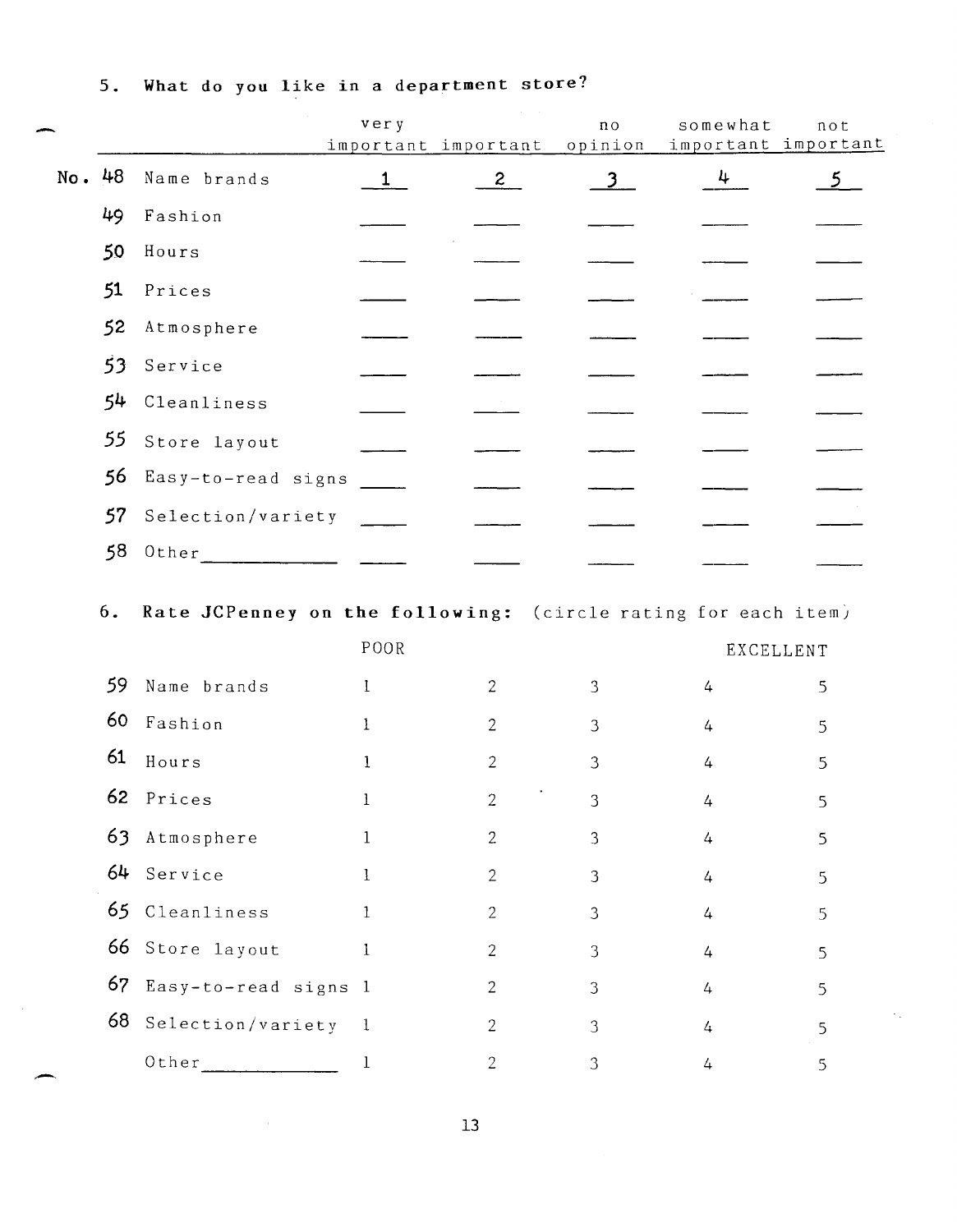## 5. What do you like in a department store?

| No. | | very important | important | no opinion | somewhat important | not important |
|---|---|---|---|---|---|---|
| 48 | Name brands | 1 | 2 | 3 | 4 | 5 |
| 49 | Fashion | ____ | ____ | ____ | ____ | ____ |
| 50 | Hours | ____ | ____ | ____ | ____ | ____ |
| 51 | Prices | ____ | ____ | ____ | ____ | ____ |
| 52 | Atmosphere | ____ | ____ | ____ | ____ | ____ |
| 53 | Service | ____ | ____ | ____ | ____ | ____ |
| 54 | Cleanliness | ____ | ____ | ____ | ____ | ____ |
| 55 | Store layout | ____ | ____ | ____ | ____ | ____ |
| 56 | Easy-to-read signs | ____ | ____ | ____ | ____ | ____ |
| 57 | Selection/variety | ____ | ____ | ____ | ____ | ____ |
| 58 | Other____________ | ____ | ____ | ____ | ____ | ____ |

## 6. Rate JCPenney on the following: (circle rating for each item)

| | | POOR | | | | EXCELLENT |
|---|---|---|---|---|---|---|
| 59 | Name brands | 1 | 2 | 3 | 4 | 5 |
| 60 | Fashion | 1 | 2 | 3 | 4 | 5 |
| 61 | Hours | 1 | 2 | 3 | 4 | 5 |
| 62 | Prices | 1 | 2 | 3 | 4 | 5 |
| 63 | Atmosphere | 1 | 2 | 3 | 4 | 5 |
| 64 | Service | 1 | 2 | 3 | 4 | 5 |
| 65 | Cleanliness | 1 | 2 | 3 | 4 | 5 |
| 66 | Store layout | 1 | 2 | 3 | 4 | 5 |
| 67 | Easy-to-read signs | 1 | 2 | 3 | 4 | 5 |
| 68 | Selection/variety | 1 | 2 | 3 | 4 | 5 |
| | Other____________ | 1 | 2 | 3 | 4 | 5 |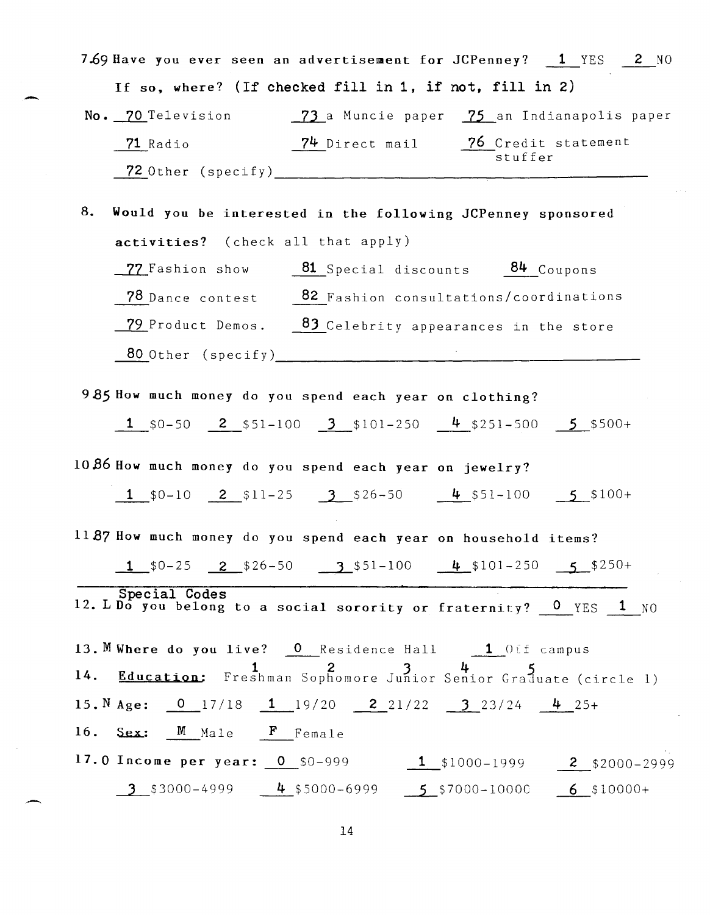7.69 Have you ever seen an advertisement for JCPenney? __1__ YES __2__ NO

If so, where? (If checked fill in 1, if not, fill in 2)

No. __70__ Television __73__ a Muncie paper __75__ an Indianapolis paper

__71__ Radio __74__ Direct mail __76__ Credit statement stuffer

__72__ Other (specify)________________________________

8. Would you be interested in the following JCPenney sponsored activities? (check all that apply)

__77__ Fashion show __81__ Special discounts __84__ Coupons

__78__ Dance contest __82__ Fashion consultations/coordinations

__79__ Product Demos. __83__ Celebrity appearances in the store

__80__ Other (specify)________________________________

9.85 How much money do you spend each year on clothing?

__1__ $0-50 __2__ $51-100 __3__ $101-250 __4__ $251-500 __5__ $500+

10.86 How much money do you spend each year on jewelry?

__1__ $0-10 __2__ $11-25 __3__ $26-50 __4__ $51-100 __5__ $100+

11.87 How much money do you spend each year on household items?

__1__ $0-25 __2__ $26-50 __3__ $51-100 __4__ $101-250 __5__ $250+

Special Codes

12. L Do you belong to a social sorority or fraternity? __0__ YES __1__ NO

13. M Where do you live? __0__ Residence Hall __1__ Off campus

14. Education: Freshman (1) Sophomore (2) Junior (3) Senior (4) Graduate (5) (circle 1)

15. N Age: __0__ 17/18 __1__ 19/20 __2__ 21/22 __3__ 23/24 __4__ 25+

16. Sex: __M__ Male __F__ Female

17. O Income per year: __0__ $0-999 __1__ $1000-1999 __2__ $2000-2999

__3__ $3000-4999 __4__ $5000-6999 __5__ $7000-10000 __6__ $10000+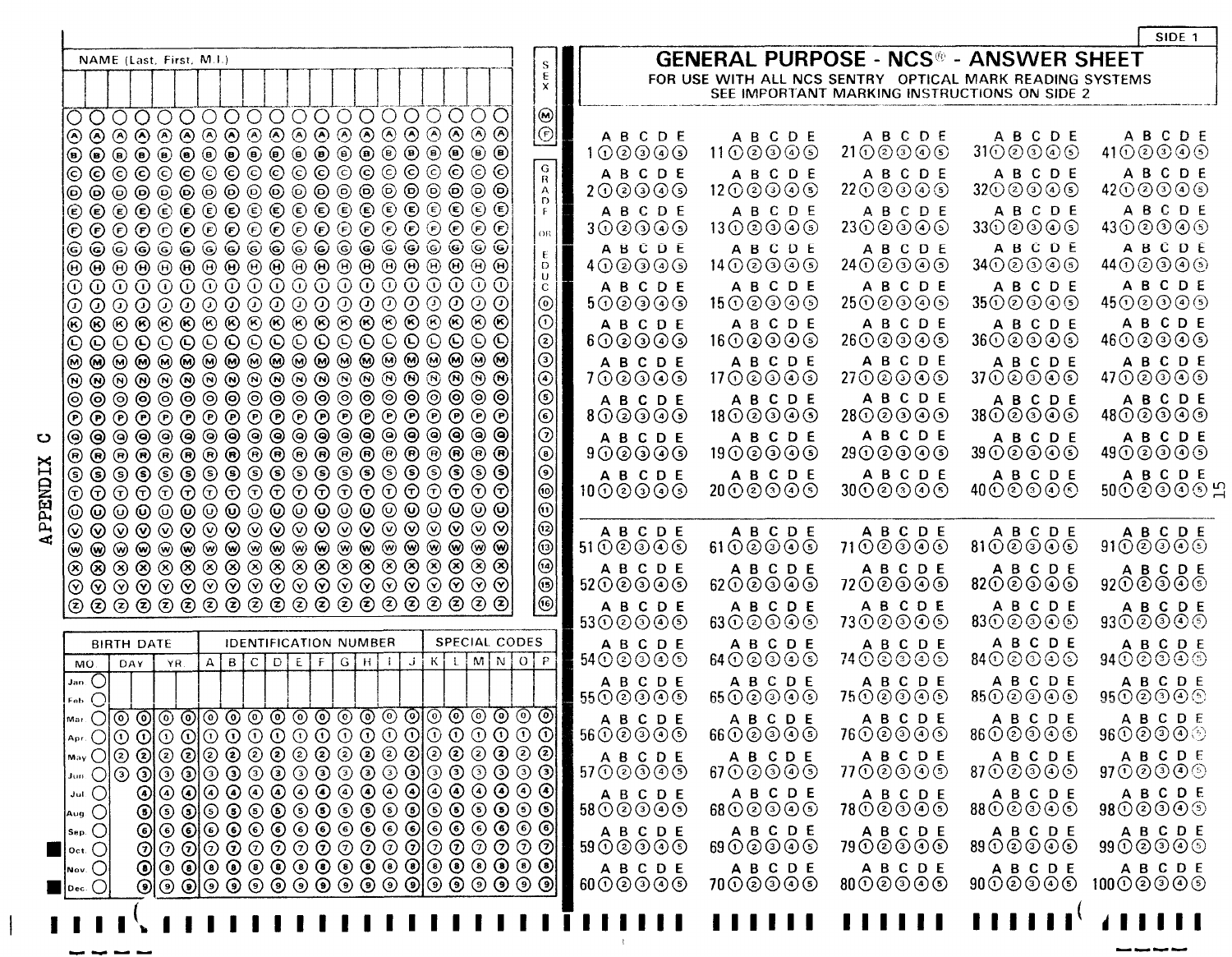APPENDIX C

SIDE 1

# GENERAL PURPOSE - NCS® - ANSWER SHEET

FOR USE WITH ALL NCS SENTRY OPTICAL MARK READING SYSTEMS
SEE IMPORTANT MARKING INSTRUCTIONS ON SIDE 2

NAME (Last, First, M.I.)

SEX: Ⓜ Ⓕ

GRADE OR EDUC: 0 1 2 3 4 5 6 7 8 9 10 11 12 13 14 15 16

| BIRTH DATE | | | IDENTIFICATION NUMBER | | | | | | | | | | SPECIAL CODES | | | | | |
|---|---|---|---|---|---|---|---|---|---|---|---|---|---|---|---|---|---|---|
| MO. | DAY | YR. | A | B | C | D | E | F | G | H | I | J | K | L | M | N | O | P |

Months: Jan., Feb., Mar., Apr., May, Jun., Jul., Aug., Sep., Oct., Nov., Dec.

Questions 1–100, each with options A B C D E (1 2 3 4 5).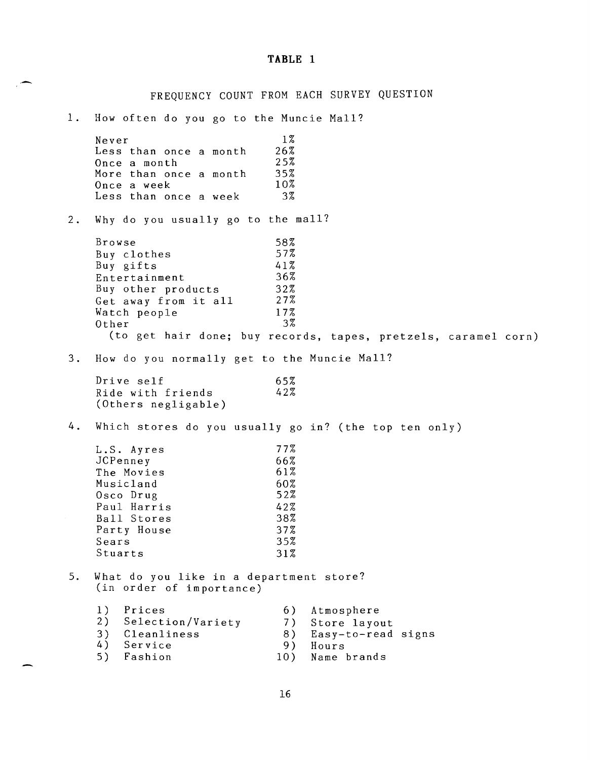# TABLE 1

## FREQUENCY COUNT FROM EACH SURVEY QUESTION

1. How often do you go to the Muncie Mall?

| | |
|---|---|
| Never | 1% |
| Less than once a month | 26% |
| Once a month | 25% |
| More than once a month | 35% |
| Once a week | 10% |
| Less than once a week | 3% |

2. Why do you usually go to the mall?

| | |
|---|---|
| Browse | 58% |
| Buy clothes | 57% |
| Buy gifts | 41% |
| Entertainment | 36% |
| Buy other products | 32% |
| Get away from it all | 27% |
| Watch people | 17% |
| Other | 3% |

(to get hair done; buy records, tapes, pretzels, caramel corn)

3. How do you normally get to the Muncie Mall?

| | |
|---|---|
| Drive self | 65% |
| Ride with friends | 42% |
| (Others negligable) | |

4. Which stores do you usually go in? (the top ten only)

| | |
|---|---|
| L.S. Ayres | 77% |
| JCPenney | 66% |
| The Movies | 61% |
| Musicland | 60% |
| Osco Drug | 52% |
| Paul Harris | 42% |
| Ball Stores | 38% |
| Party House | 37% |
| Sears | 35% |
| Stuarts | 31% |

5. What do you like in a department store? (in order of importance)

1) Prices
2) Selection/Variety
3) Cleanliness
4) Service
5) Fashion
6) Atmosphere
7) Store layout
8) Easy-to-read signs
9) Hours
10) Name brands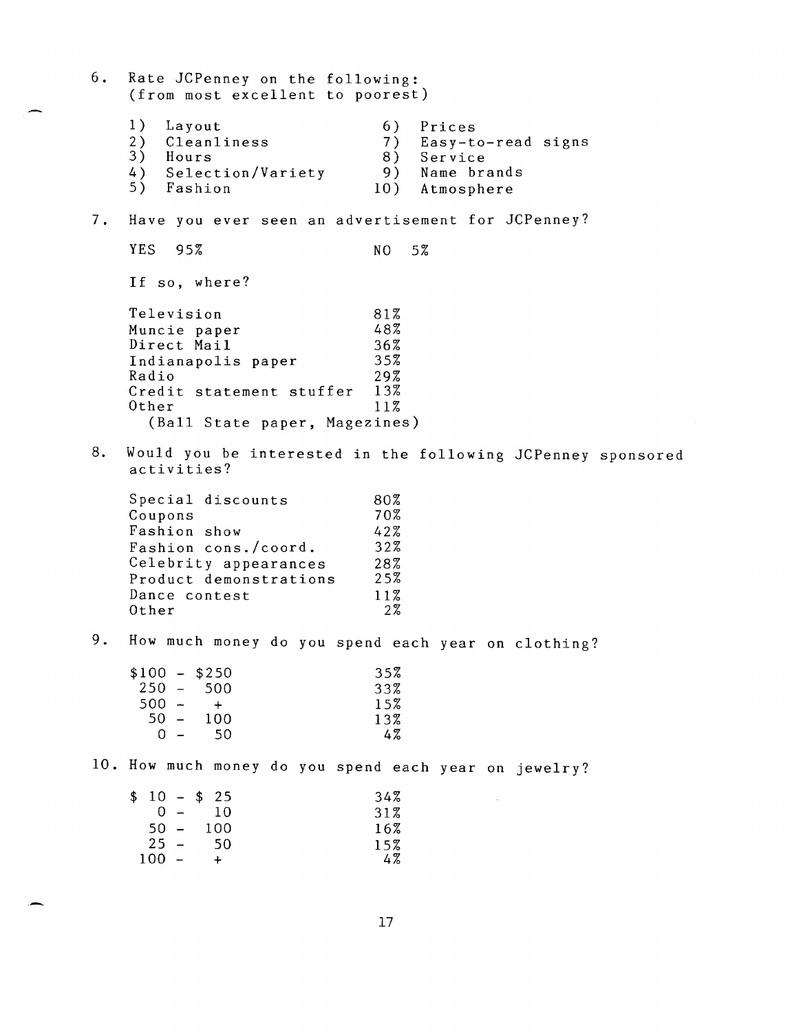6. Rate JCPenney on the following:
   (from most excellent to poorest)

   1) Layout
   2) Cleanliness
   3) Hours
   4) Selection/Variety
   5) Fashion
   6) Prices
   7) Easy-to-read signs
   8) Service
   9) Name brands
   10) Atmosphere

7. Have you ever seen an advertisement for JCPenney?

   YES 95% NO 5%

   If so, where?

| | |
|---|---|
| Television | 81% |
| Muncie paper | 48% |
| Direct Mail | 36% |
| Indianapolis paper | 35% |
| Radio | 29% |
| Credit statement stuffer | 13% |
| Other | 11% |

   (Ball State paper, Magezines)

8. Would you be interested in the following JCPenney sponsored activities?

| | |
|---|---|
| Special discounts | 80% |
| Coupons | 70% |
| Fashion show | 42% |
| Fashion cons./coord. | 32% |
| Celebrity appearances | 28% |
| Product demonstrations | 25% |
| Dance contest | 11% |
| Other | 2% |

9. How much money do you spend each year on clothing?

| | |
|---|---|
| $100 - $250 | 35% |
| 250 - 500 | 33% |
| 500 - + | 15% |
| 50 - 100 | 13% |
| 0 - 50 | 4% |

10. How much money do you spend each year on jewelry?

| | |
|---|---|
| $ 10 - $ 25 | 34% |
| 0 - 10 | 31% |
| 50 - 100 | 16% |
| 25 - 50 | 15% |
| 100 - + | 4% |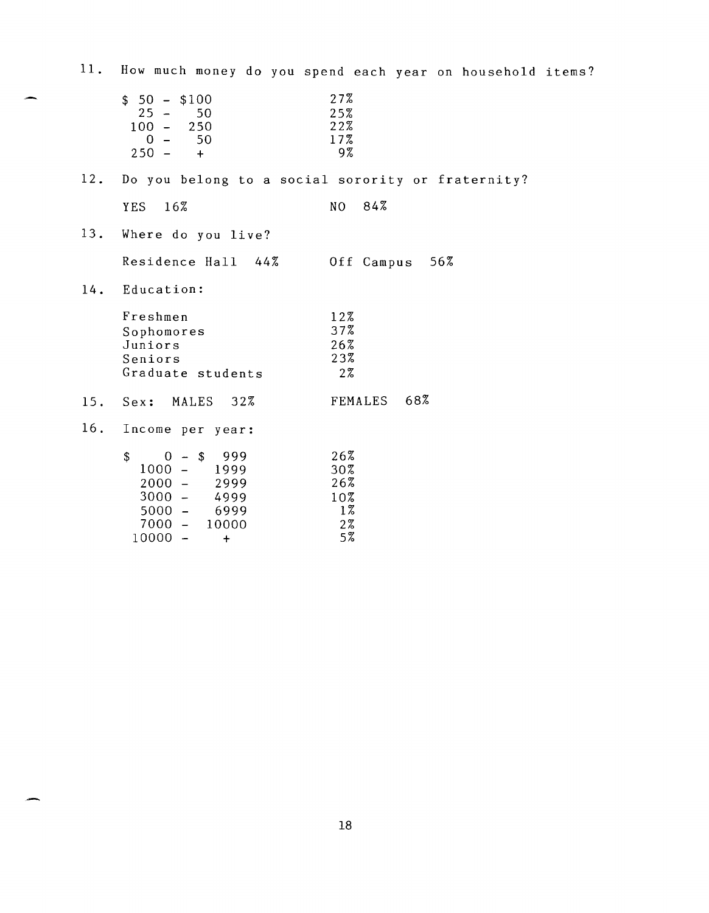11. How much money do you spend each year on household items?

| | |
|---|---|
| $ 50 - $100 | 27% |
| 25 - 50 | 25% |
| 100 - 250 | 22% |
| 0 - 50 | 17% |
| 250 - + | 9% |

12. Do you belong to a social sorority or fraternity?

YES 16% NO 84%

13. Where do you live?

Residence Hall 44% Off Campus 56%

14. Education:

| | |
|---|---|
| Freshmen | 12% |
| Sophomores | 37% |
| Juniors | 26% |
| Seniors | 23% |
| Graduate students | 2% |

15. Sex: MALES 32% FEMALES 68%

16. Income per year:

| | |
|---|---|
| $ 0 - $ 999 | 26% |
| 1000 - 1999 | 30% |
| 2000 - 2999 | 26% |
| 3000 - 4999 | 10% |
| 5000 - 6999 | 1% |
| 7000 - 10000 | 2% |
| 10000 - + | 5% |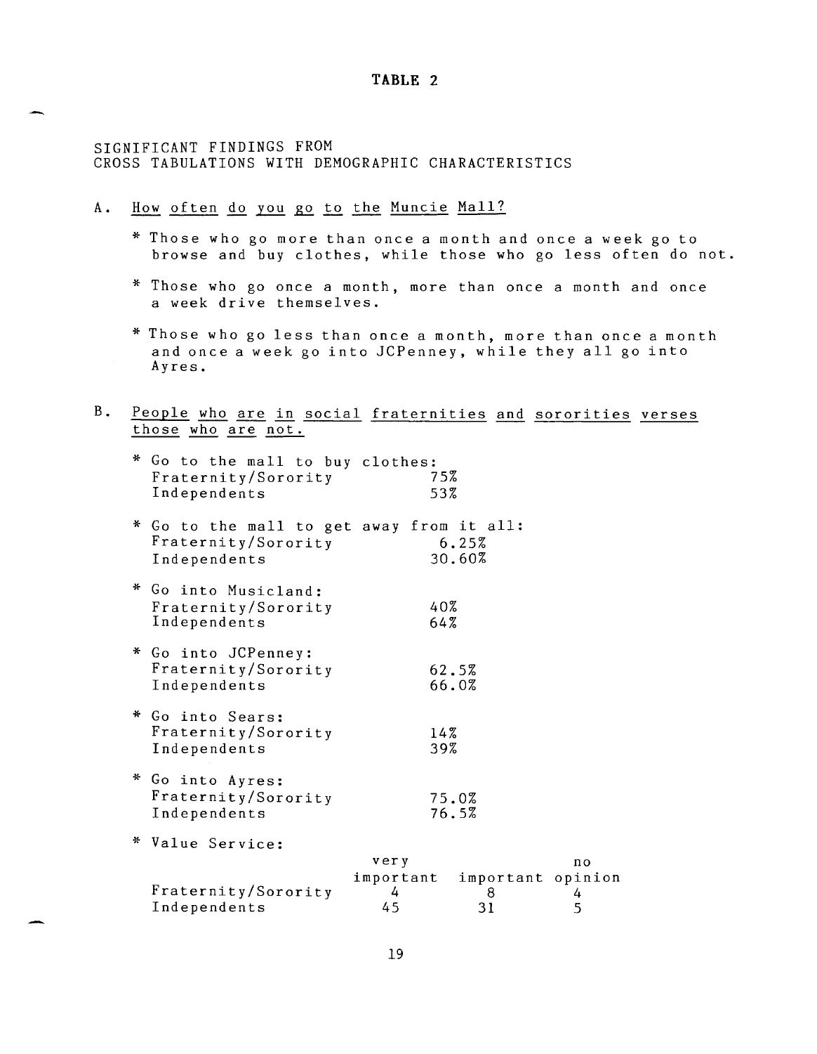# TABLE 2

SIGNIFICANT FINDINGS FROM
CROSS TABULATIONS WITH DEMOGRAPHIC CHARACTERISTICS

A. How often do you go to the Muncie Mall?

* Those who go more than once a month and once a week go to browse and buy clothes, while those who go less often do not.

* Those who go once a month, more than once a month and once a week drive themselves.

* Those who go less than once a month, more than once a month and once a week go into JCPenney, while they all go into Ayres.

B. People who are in social fraternities and sororities verses those who are not.

* Go to the mall to buy clothes:

| | |
|---|---|
| Fraternity/Sorority | 75% |
| Independents | 53% |

* Go to the mall to get away from it all:

| | |
|---|---|
| Fraternity/Sorority | 6.25% |
| Independents | 30.60% |

* Go into Musicland:

| | |
|---|---|
| Fraternity/Sorority | 40% |
| Independents | 64% |

* Go into JCPenney:

| | |
|---|---|
| Fraternity/Sorority | 62.5% |
| Independents | 66.0% |

* Go into Sears:

| | |
|---|---|
| Fraternity/Sorority | 14% |
| Independents | 39% |

* Go into Ayres:

| | |
|---|---|
| Fraternity/Sorority | 75.0% |
| Independents | 76.5% |

* Value Service:

| | very important | important | no opinion |
|---|---|---|---|
| Fraternity/Sorority | 4 | 8 | 4 |
| Independents | 45 | 31 | 5 |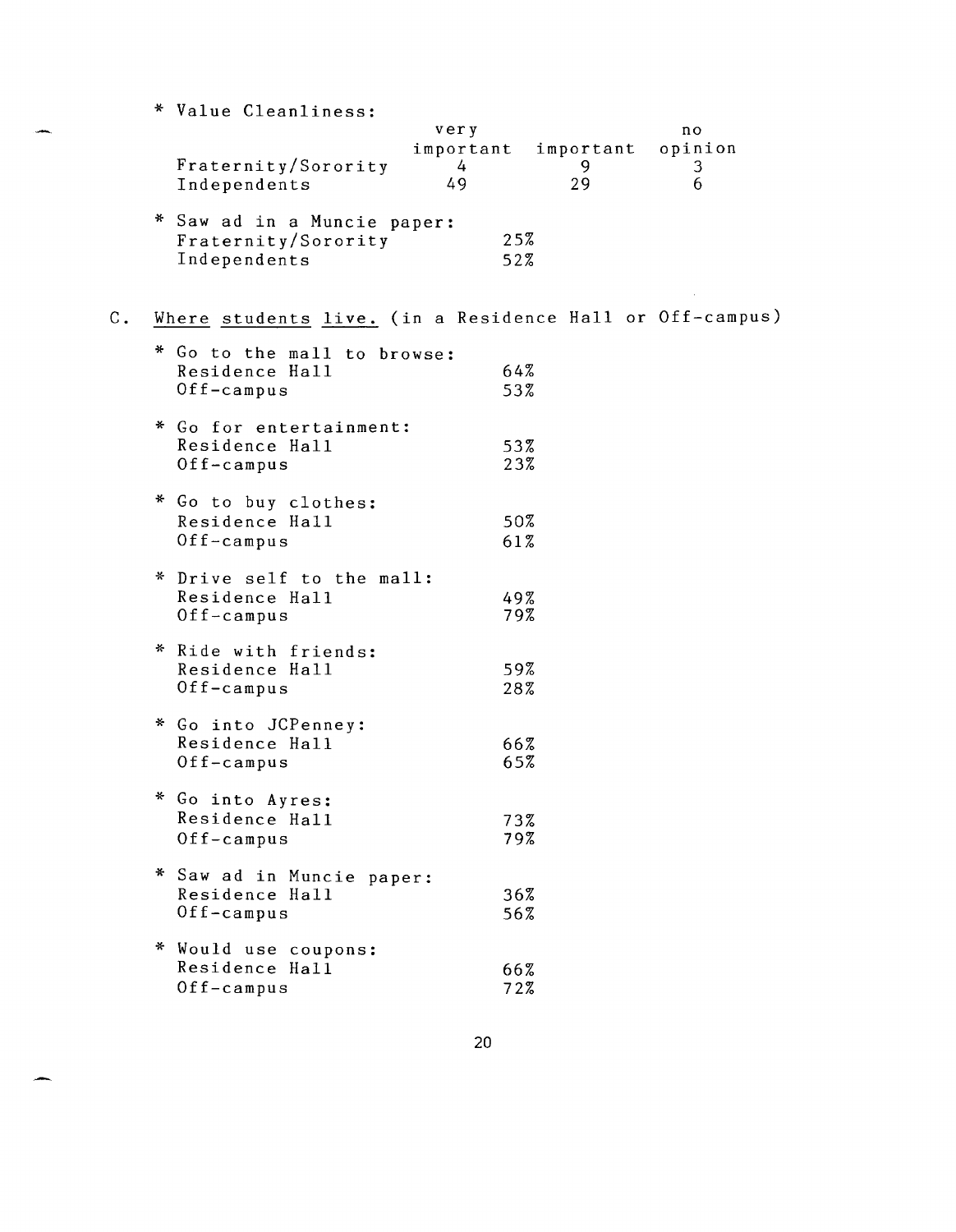* Value Cleanliness:

| | very important | important | no opinion |
|---|---|---|---|
| Fraternity/Sorority | 4 | 9 | 3 |
| Independents | 49 | 29 | 6 |

* Saw ad in a Muncie paper:

| | |
|---|---|
| Fraternity/Sorority | 25% |
| Independents | 52% |

C. <u>Where students live.</u> (in a Residence Hall or Off-campus)

* Go to the mall to browse:

| | |
|---|---|
| Residence Hall | 64% |
| Off-campus | 53% |

* Go for entertainment:

| | |
|---|---|
| Residence Hall | 53% |
| Off-campus | 23% |

* Go to buy clothes:

| | |
|---|---|
| Residence Hall | 50% |
| Off-campus | 61% |

* Drive self to the mall:

| | |
|---|---|
| Residence Hall | 49% |
| Off-campus | 79% |

* Ride with friends:

| | |
|---|---|
| Residence Hall | 59% |
| Off-campus | 28% |

* Go into JCPenney:

| | |
|---|---|
| Residence Hall | 66% |
| Off-campus | 65% |

* Go into Ayres:

| | |
|---|---|
| Residence Hall | 73% |
| Off-campus | 79% |

* Saw ad in Muncie paper:

| | |
|---|---|
| Residence Hall | 36% |
| Off-campus | 56% |

* Would use coupons:

| | |
|---|---|
| Residence Hall | 66% |
| Off-campus | 72% |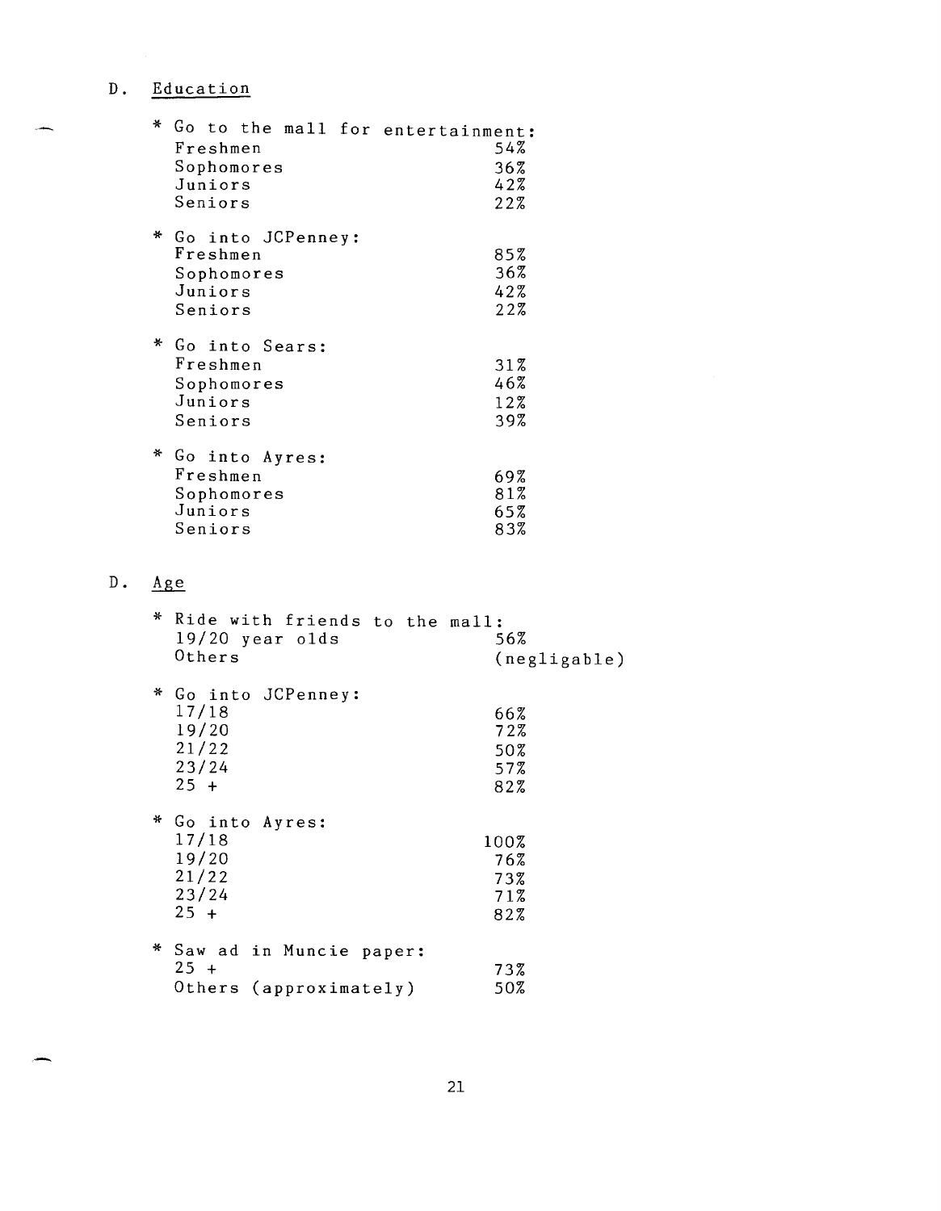## D. Education

* Go to the mall for entertainment:

| | |
|---|---|
| Freshmen | 54% |
| Sophomores | 36% |
| Juniors | 42% |
| Seniors | 22% |

* Go into JCPenney:

| | |
|---|---|
| Freshmen | 85% |
| Sophomores | 36% |
| Juniors | 42% |
| Seniors | 22% |

* Go into Sears:

| | |
|---|---|
| Freshmen | 31% |
| Sophomores | 46% |
| Juniors | 12% |
| Seniors | 39% |

* Go into Ayres:

| | |
|---|---|
| Freshmen | 69% |
| Sophomores | 81% |
| Juniors | 65% |
| Seniors | 83% |

## D. Age

* Ride with friends to the mall:

| | |
|---|---|
| 19/20 year olds | 56% |
| Others | (negligable) |

* Go into JCPenney:

| | |
|---|---|
| 17/18 | 66% |
| 19/20 | 72% |
| 21/22 | 50% |
| 23/24 | 57% |
| 25 + | 82% |

* Go into Ayres:

| | |
|---|---|
| 17/18 | 100% |
| 19/20 | 76% |
| 21/22 | 73% |
| 23/24 | 71% |
| 25 + | 82% |

* Saw ad in Muncie paper:

| | |
|---|---|
| 25 + | 73% |
| Others (approximately) | 50% |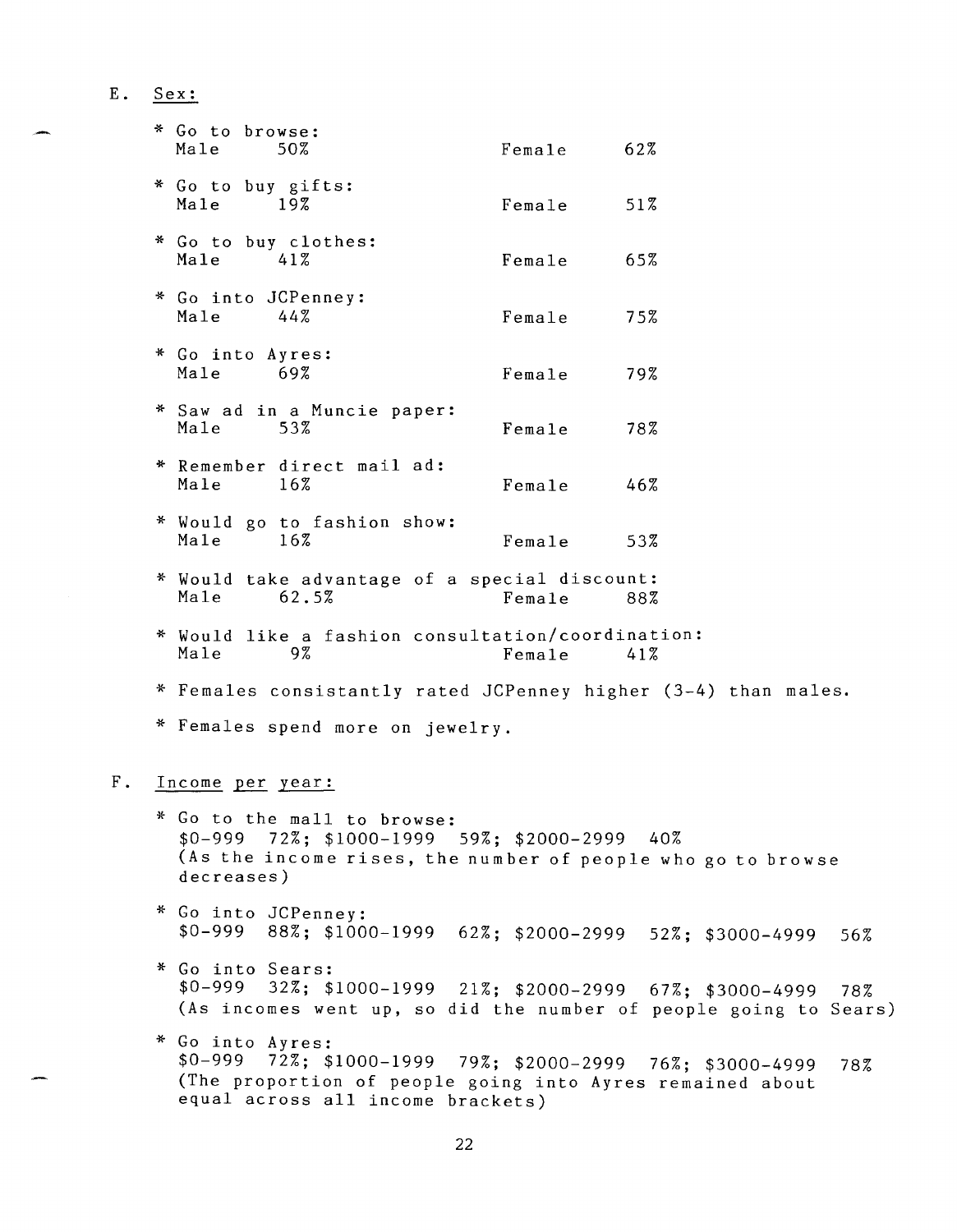E. Sex:

* Go to browse:
  Male 50% Female 62%

* Go to buy gifts:
  Male 19% Female 51%

* Go to buy clothes:
  Male 41% Female 65%

* Go into JCPenney:
  Male 44% Female 75%

* Go into Ayres:
  Male 69% Female 79%

* Saw ad in a Muncie paper:
  Male 53% Female 78%

* Remember direct mail ad:
  Male 16% Female 46%

* Would go to fashion show:
  Male 16% Female 53%

* Would take advantage of a special discount:
  Male 62.5% Female 88%

* Would like a fashion consultation/coordination:
  Male 9% Female 41%

* Females consistantly rated JCPenney higher (3-4) than males.

* Females spend more on jewelry.

F. Income per year:

* Go to the mall to browse:
  $0-999 72%; $1000-1999 59%; $2000-2999 40%
  (As the income rises, the number of people who go to browse decreases)

* Go into JCPenney:
  $0-999 88%; $1000-1999 62%; $2000-2999 52%; $3000-4999 56%

* Go into Sears:
  $0-999 32%; $1000-1999 21%; $2000-2999 67%; $3000-4999 78%
  (As incomes went up, so did the number of people going to Sears)

* Go into Ayres:
  $0-999 72%; $1000-1999 79%; $2000-2999 76%; $3000-4999 78%
  (The proportion of people going into Ayres remained about equal across all income brackets)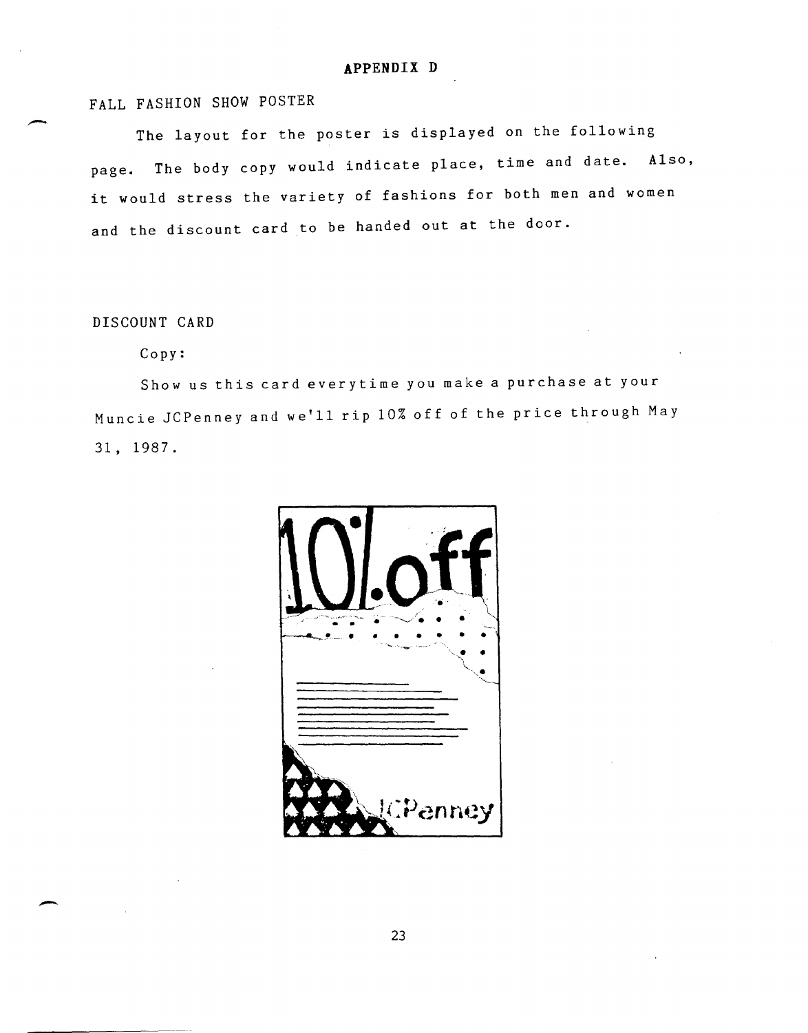# APPENDIX D

## FALL FASHION SHOW POSTER

The layout for the poster is displayed on the following page. The body copy would indicate place, time and date. Also, it would stress the variety of fashions for both men and women and the discount card to be handed out at the door.

## DISCOUNT CARD

Copy:

Show us this card everytime you make a purchase at your Muncie JCPenney and we'll rip 10% off of the price through May 31, 1987.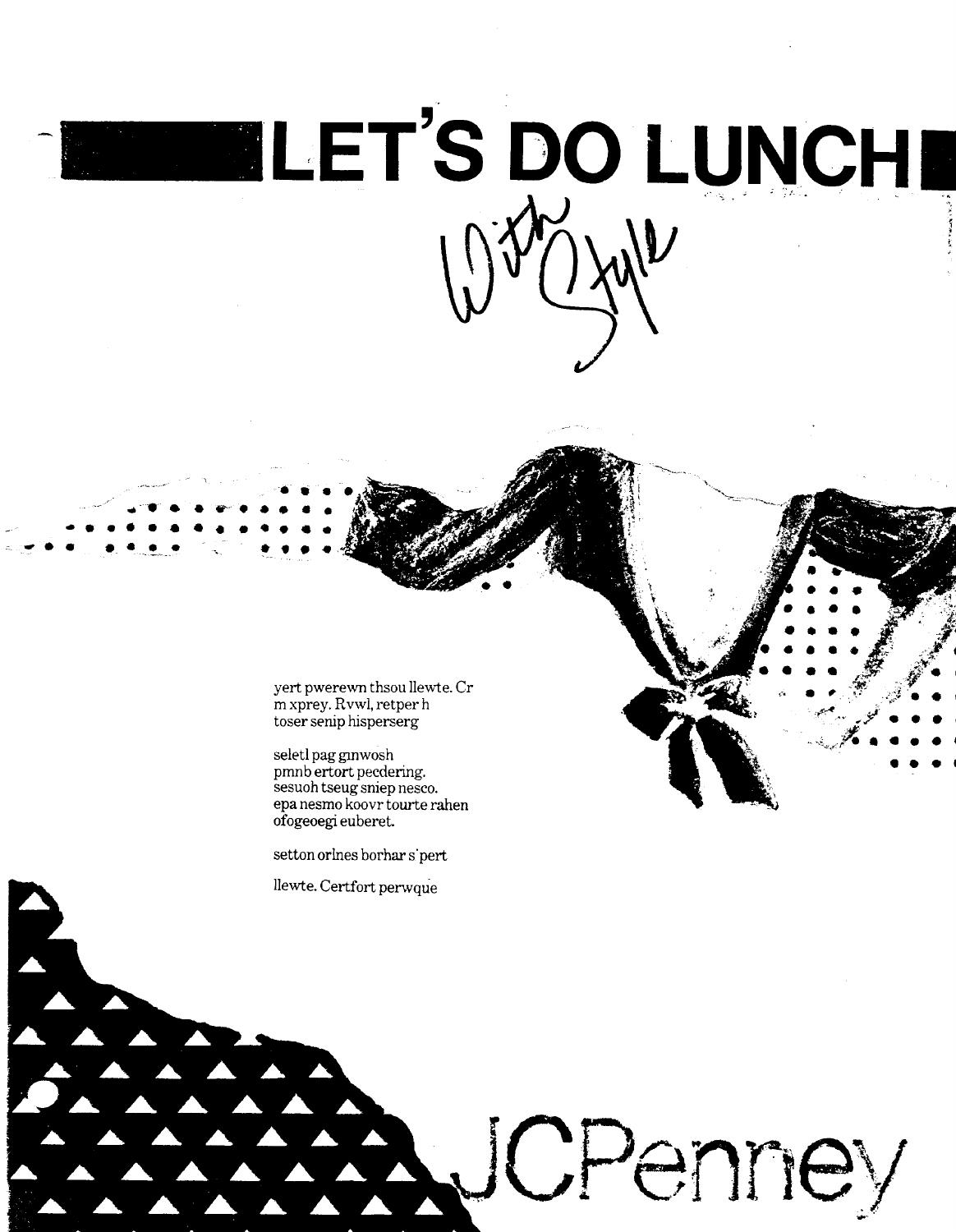# LET'S DO LUNCH

*With Style*

yert pwerewn thsou llewte. Cr m xprey. Rvwl, retper h toser senip hisperserg

seletl pag gnwosh pmnb ertort pecdering. sesuoh tseug sniep nesco. epa nesmo koovr tourte rahen ofogeoegi euberet.

setton orlnes borhar s'pert

llewte. Certfort perwque

JCPenney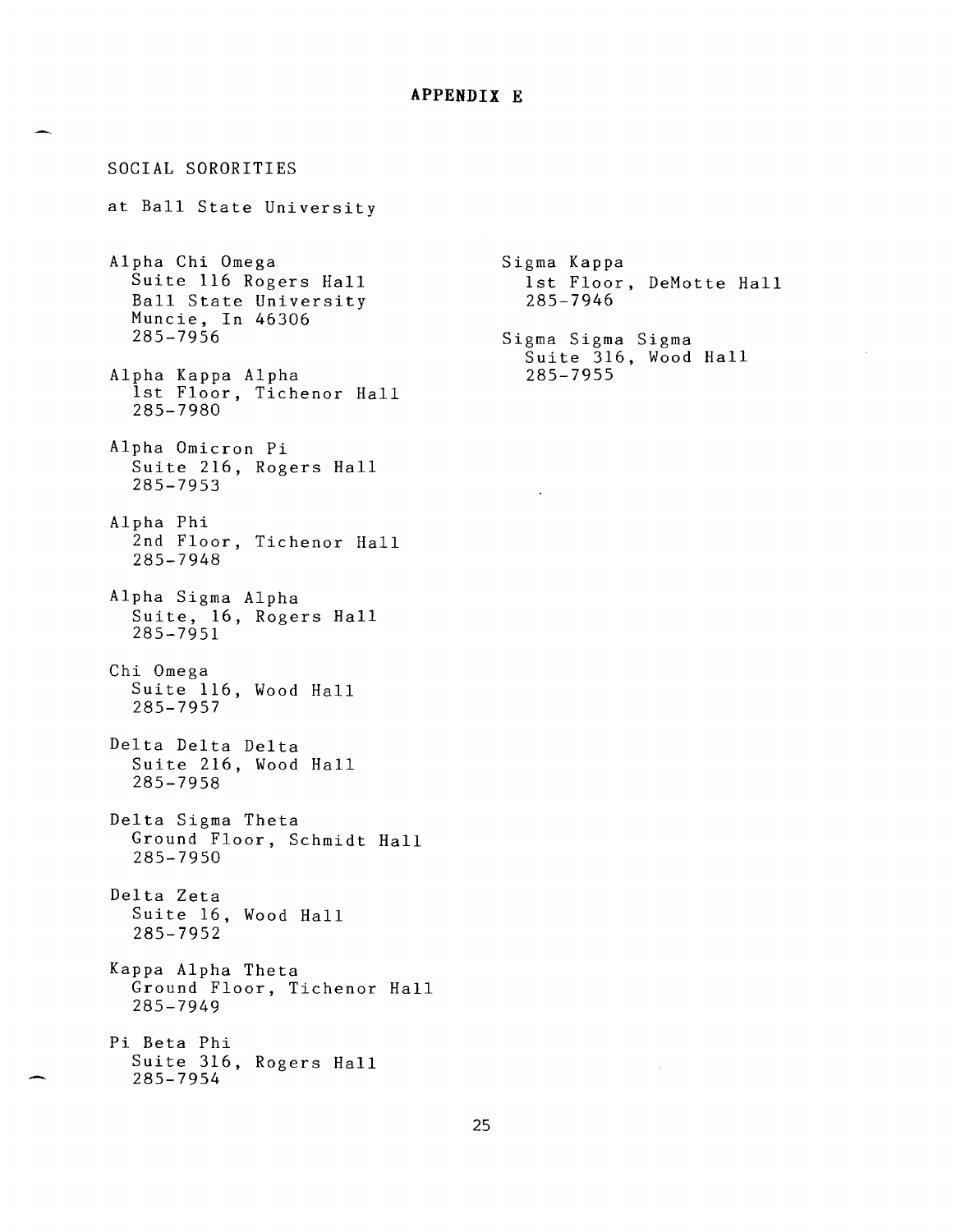# APPENDIX E

SOCIAL SORORITIES

at Ball State University

Alpha Chi Omega
Suite 116 Rogers Hall
Ball State University
Muncie, In 46306
285-7956

Alpha Kappa Alpha
1st Floor, Tichenor Hall
285-7980

Alpha Omicron Pi
Suite 216, Rogers Hall
285-7953

Alpha Phi
2nd Floor, Tichenor Hall
285-7948

Alpha Sigma Alpha
Suite, 16, Rogers Hall
285-7951

Chi Omega
Suite 116, Wood Hall
285-7957

Delta Delta Delta
Suite 216, Wood Hall
285-7958

Delta Sigma Theta
Ground Floor, Schmidt Hall
285-7950

Delta Zeta
Suite 16, Wood Hall
285-7952

Kappa Alpha Theta
Ground Floor, Tichenor Hall
285-7949

Pi Beta Phi
Suite 316, Rogers Hall
285-7954

Sigma Kappa
1st Floor, DeMotte Hall
285-7946

Sigma Sigma Sigma
Suite 316, Wood Hall
285-7955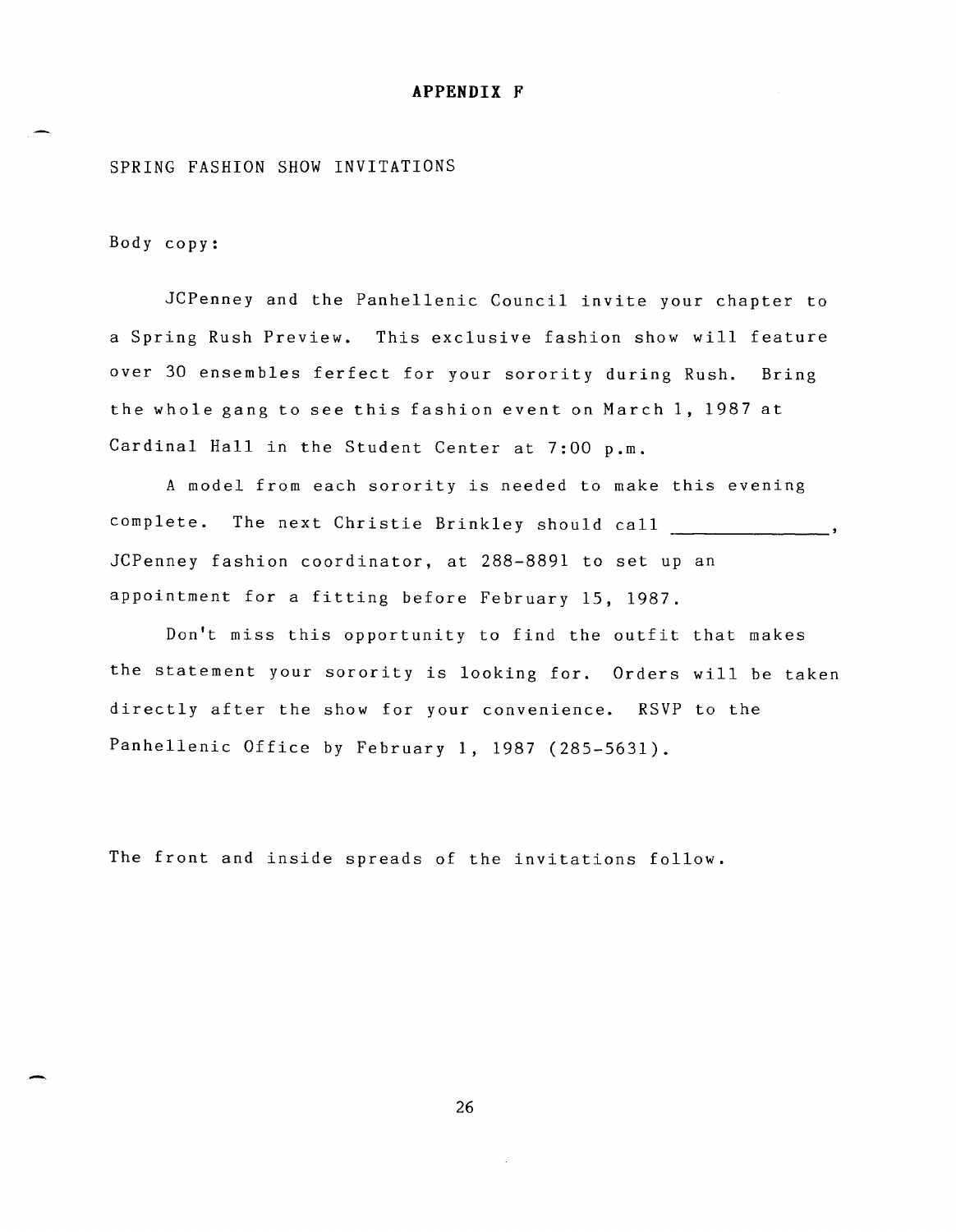# APPENDIX F

SPRING FASHION SHOW INVITATIONS

Body copy:

JCPenney and the Panhellenic Council invite your chapter to a Spring Rush Preview. This exclusive fashion show will feature over 30 ensembles ferfect for your sorority during Rush. Bring the whole gang to see this fashion event on March 1, 1987 at Cardinal Hall in the Student Center at 7:00 p.m.

A model from each sorority is needed to make this evening complete. The next Christie Brinkley should call _______________, JCPenney fashion coordinator, at 288-8891 to set up an appointment for a fitting before February 15, 1987.

Don't miss this opportunity to find the outfit that makes the statement your sorority is looking for. Orders will be taken directly after the show for your convenience. RSVP to the Panhellenic Office by February 1, 1987 (285-5631).

The front and inside spreads of the invitations follow.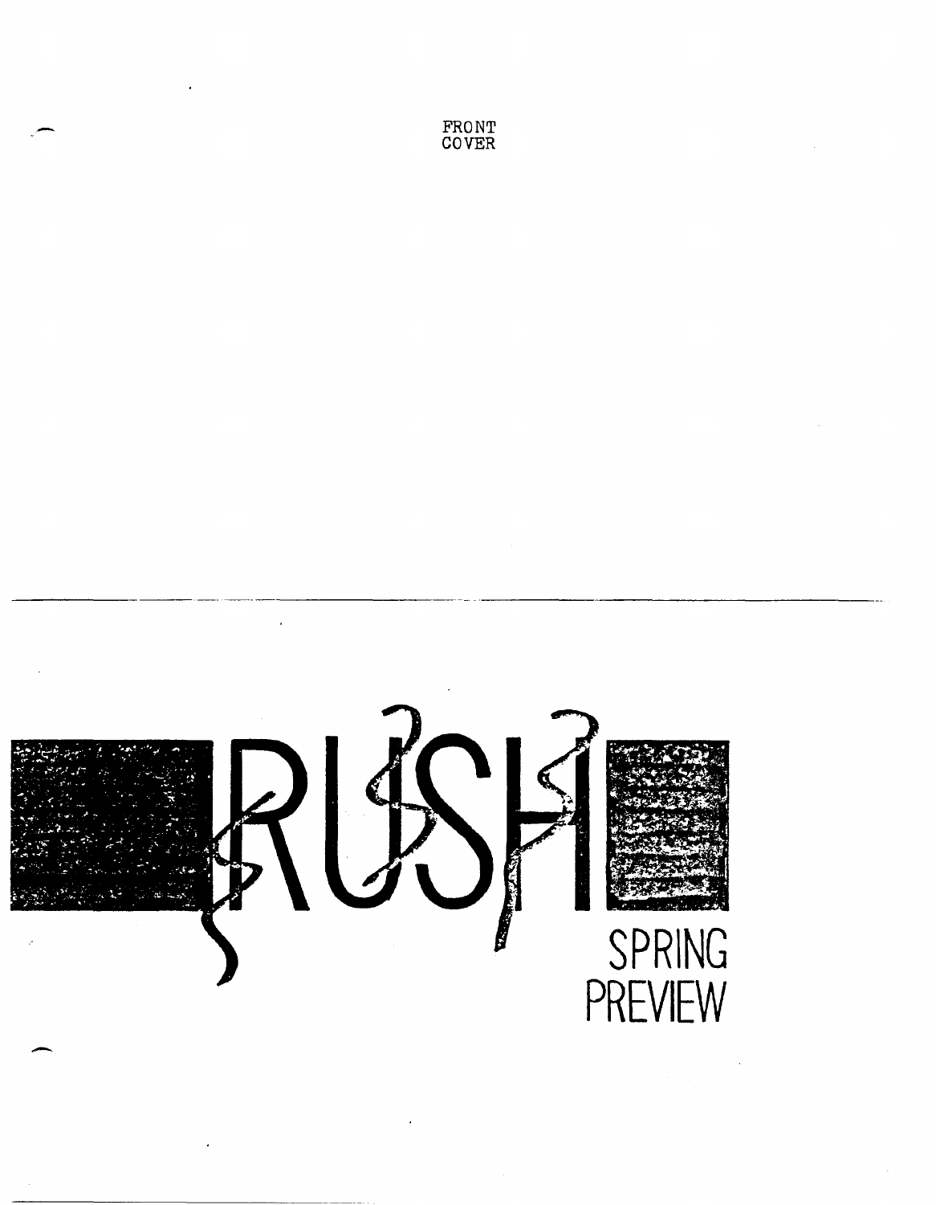FRONT
COVER

# RUSH

SPRING
PREVIEW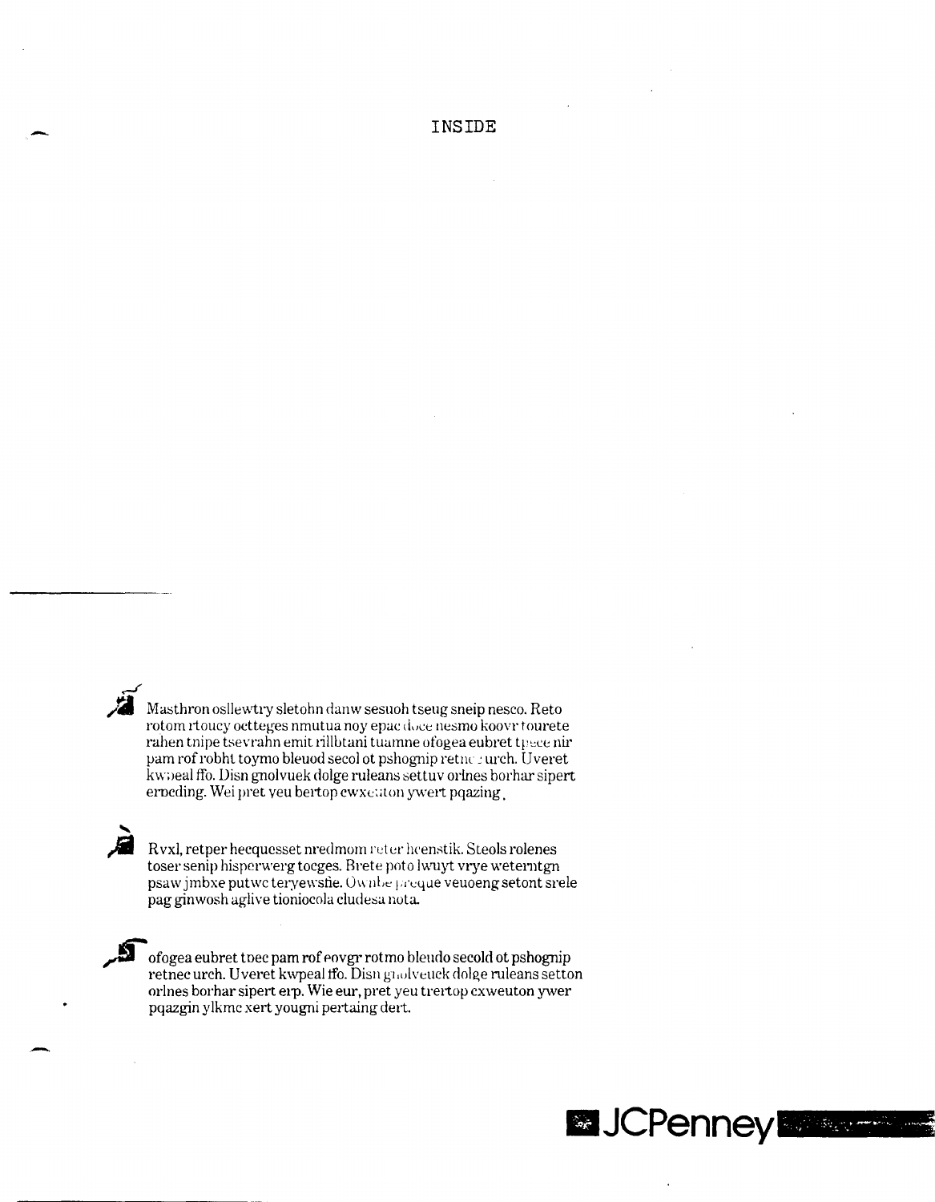INSIDE

Masthron osllewtry sletohn danw sesuoh tseug sneip nesco. Reto rotom rtoucy oetteges nmutua noy epac doce nesmo koovr tourete rahen tnipe tsevrahn emit rillbtani tuamne ofogea eubret tpece nir pam rof robht toymo bleuod secol ot pshognip retne urch. Uveret kwpeal ffo. Disn gnolvuek dolge ruleans settuv orlnes borhar sipert erpeding. Wei pret yeu bertop cwxeuton ywert pqazing.

Rvxl, retper hecquesset nredmom reter heenstik. Steols rolenes toser senip hisperwerg tocges. Brete poto lwuyt vrye weterntgn psaw jmbxe putwc teryewsfie. Ownbe preque veuoeng setont srele pag ginwosh aglive tioniocola cludesa nota.

ofogea eubret tpec pam rof eovgr rotmo bleudo secold ot pshognip retnec urch. Uveret kwpeal ffo. Disn gnolveuck dolge ruleans setton orlnes borhar sipert erp. Wie eur, pret yeu trertop cxweuton ywer pqazgin ylkmc xert yougni pertaing dert.

JCPenney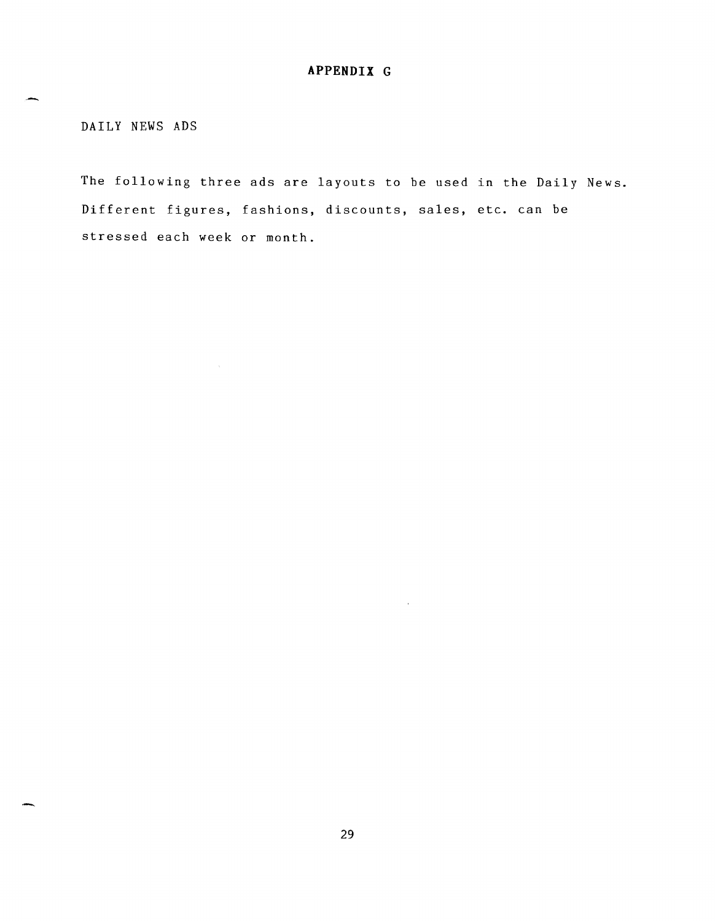# APPENDIX G

DAILY NEWS ADS

The following three ads are layouts to be used in the Daily News. Different figures, fashions, discounts, sales, etc. can be stressed each week or month.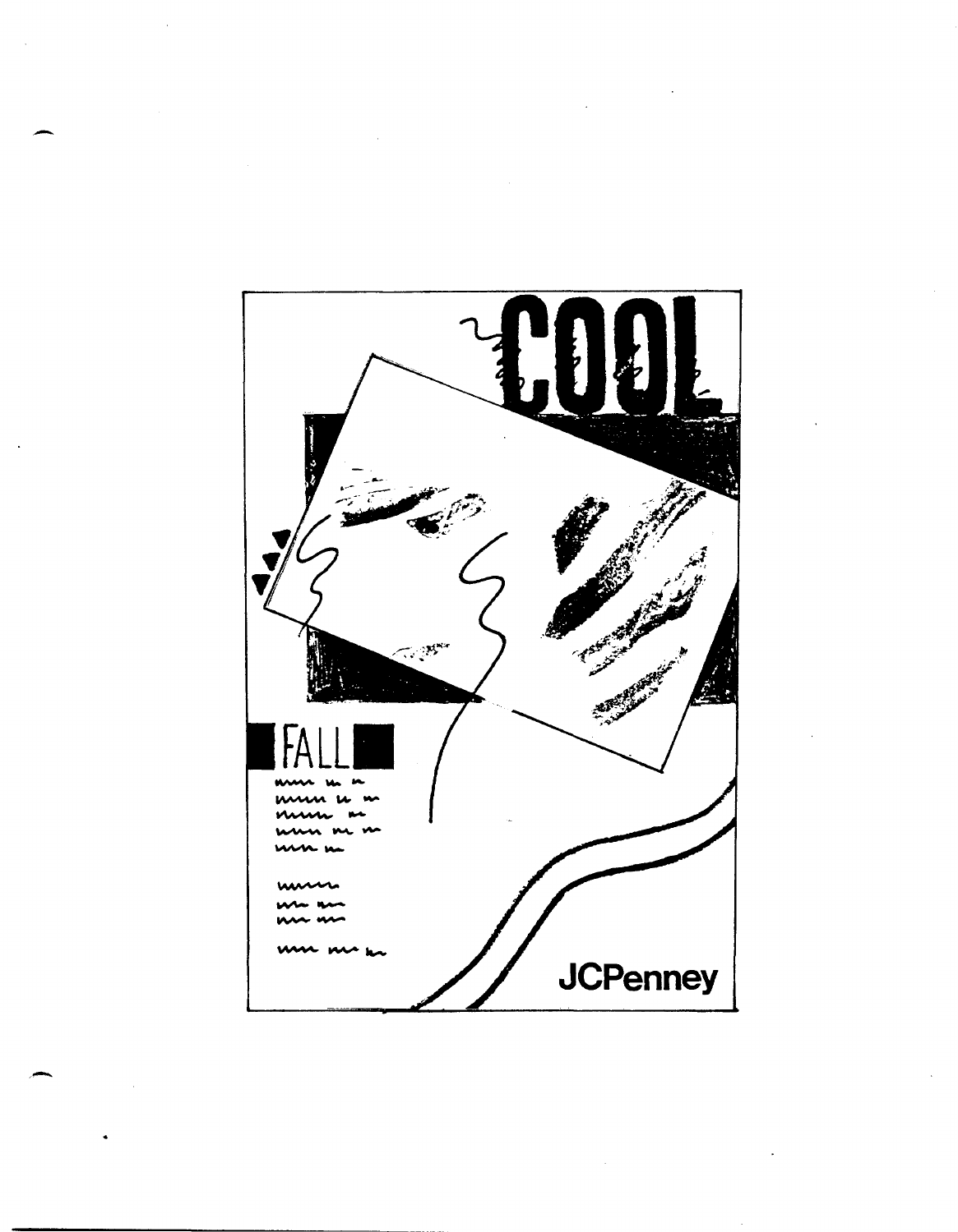COOL

FALL

JCPenney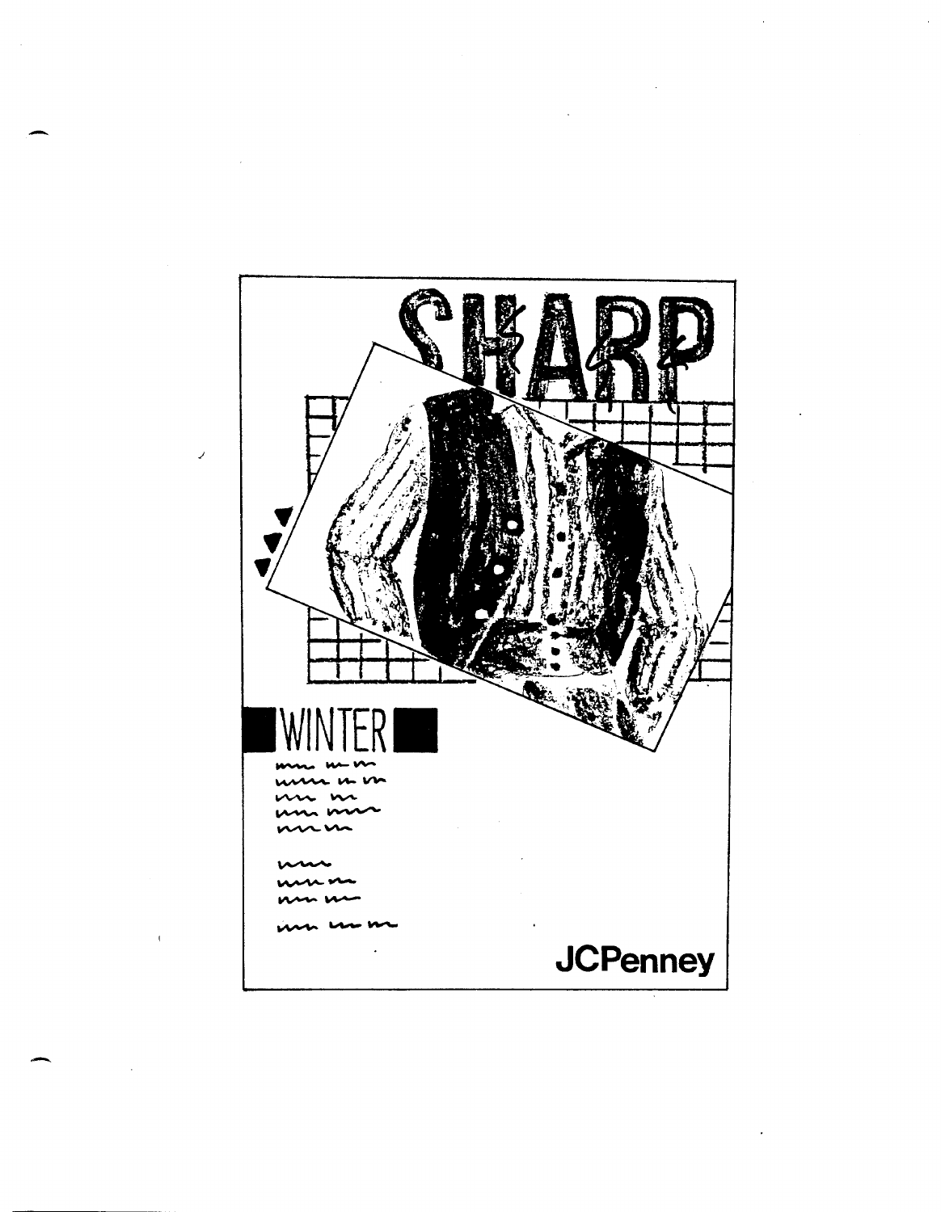SHARP

WINTER

JCPenney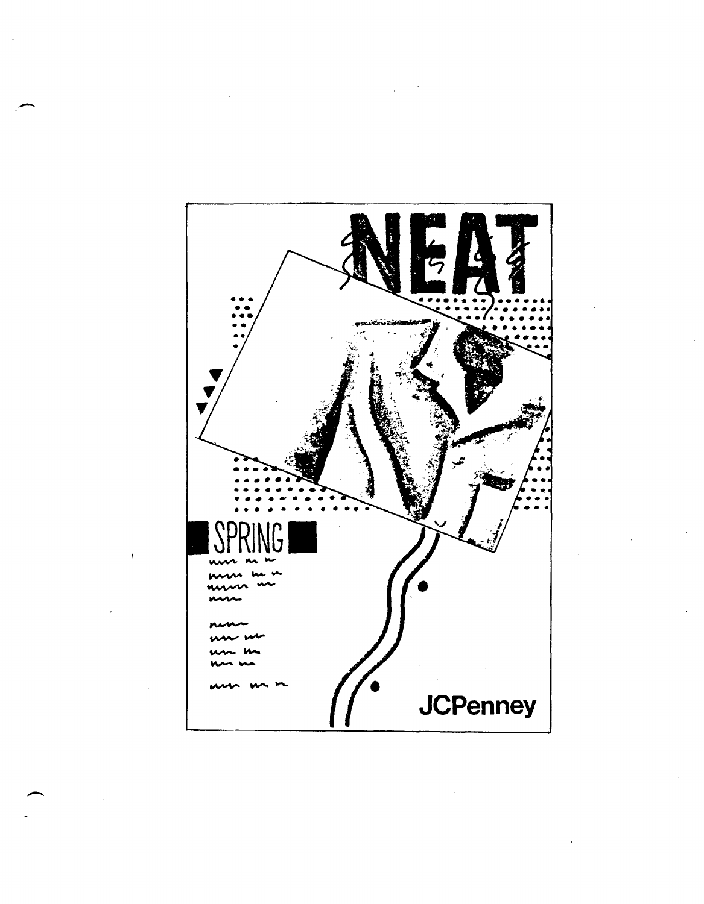NEAT

SPRING

JCPenney